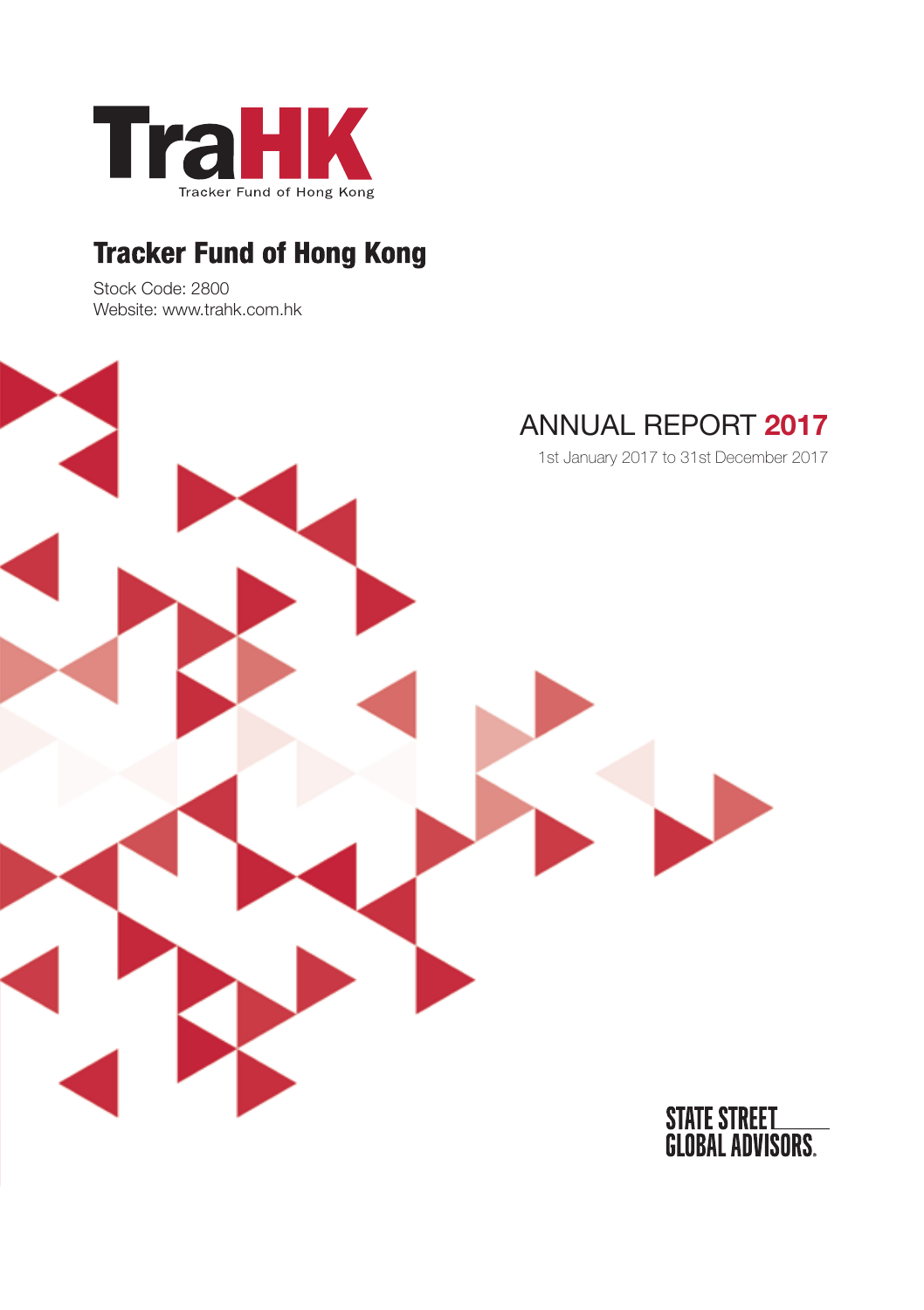TraHK

Tracker Fund of Hong Kong

# Tracker Fund of Hong Kong

Stock Code: 2800

Website: www.trahk.com.hk

## ANNUAL REPORT 2017

1st January 2017 to 31st December 2017

STATE STREET GLOBAL ADVISORS.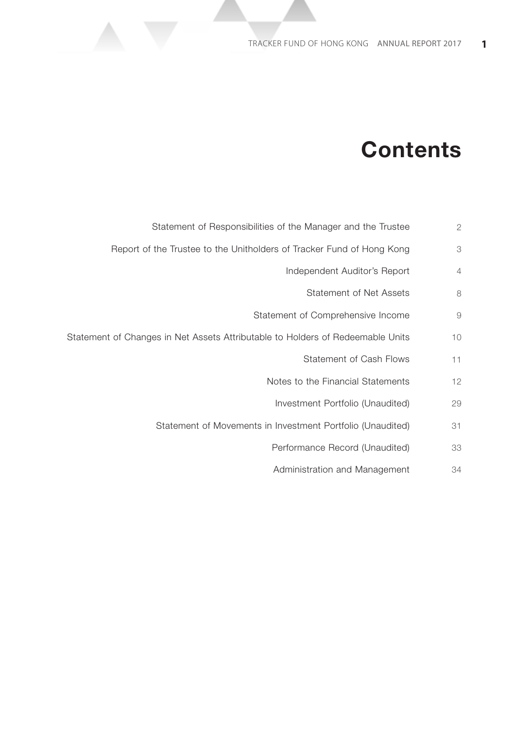# Contents

| | |
|---|---|
| Statement of Responsibilities of the Manager and the Trustee | 2 |
| Report of the Trustee to the Unitholders of Tracker Fund of Hong Kong | 3 |
| Independent Auditor's Report | 4 |
| Statement of Net Assets | 8 |
| Statement of Comprehensive Income | 9 |
| Statement of Changes in Net Assets Attributable to Holders of Redeemable Units | 10 |
| Statement of Cash Flows | 11 |
| Notes to the Financial Statements | 12 |
| Investment Portfolio (Unaudited) | 29 |
| Statement of Movements in Investment Portfolio (Unaudited) | 31 |
| Performance Record (Unaudited) | 33 |
| Administration and Management | 34 |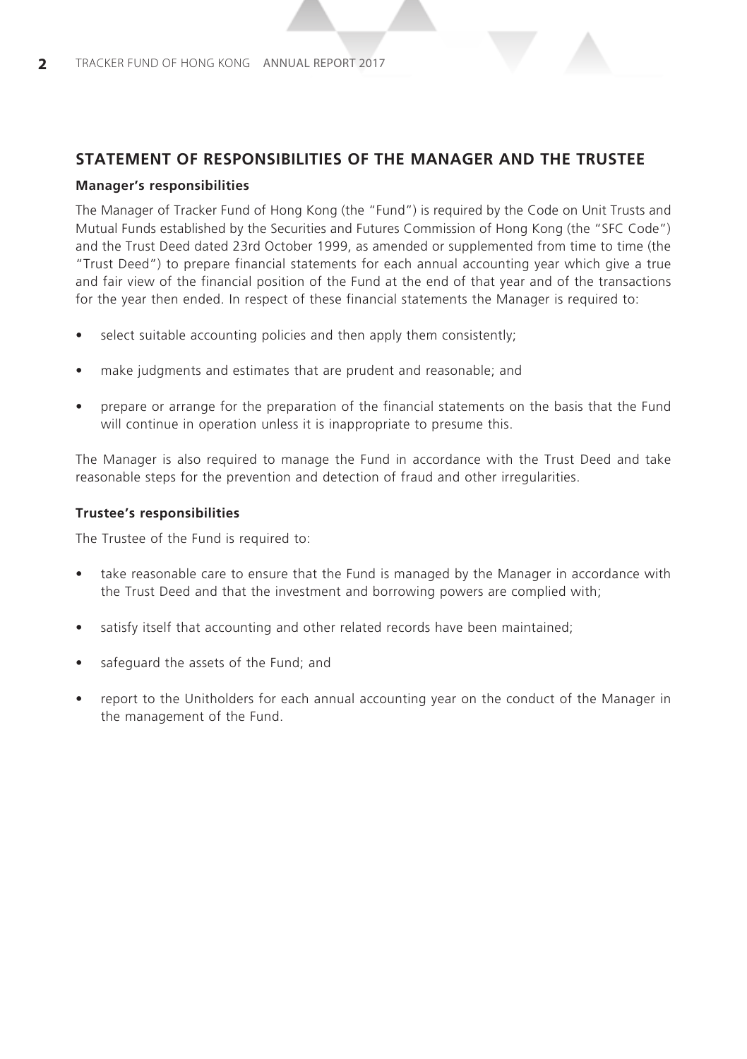## STATEMENT OF RESPONSIBILITIES OF THE MANAGER AND THE TRUSTEE

### Manager's responsibilities

The Manager of Tracker Fund of Hong Kong (the "Fund") is required by the Code on Unit Trusts and Mutual Funds established by the Securities and Futures Commission of Hong Kong (the "SFC Code") and the Trust Deed dated 23rd October 1999, as amended or supplemented from time to time (the "Trust Deed") to prepare financial statements for each annual accounting year which give a true and fair view of the financial position of the Fund at the end of that year and of the transactions for the year then ended. In respect of these financial statements the Manager is required to:

- select suitable accounting policies and then apply them consistently;
- make judgments and estimates that are prudent and reasonable; and
- prepare or arrange for the preparation of the financial statements on the basis that the Fund will continue in operation unless it is inappropriate to presume this.

The Manager is also required to manage the Fund in accordance with the Trust Deed and take reasonable steps for the prevention and detection of fraud and other irregularities.

### Trustee's responsibilities

The Trustee of the Fund is required to:

- take reasonable care to ensure that the Fund is managed by the Manager in accordance with the Trust Deed and that the investment and borrowing powers are complied with;
- satisfy itself that accounting and other related records have been maintained;
- safeguard the assets of the Fund; and
- report to the Unitholders for each annual accounting year on the conduct of the Manager in the management of the Fund.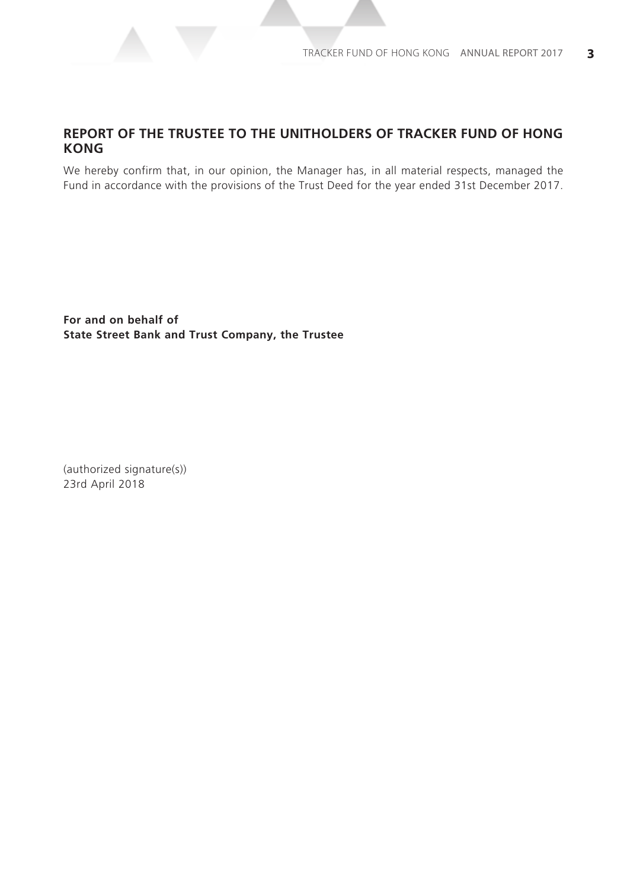## REPORT OF THE TRUSTEE TO THE UNITHOLDERS OF TRACKER FUND OF HONG KONG

We hereby confirm that, in our opinion, the Manager has, in all material respects, managed the Fund in accordance with the provisions of the Trust Deed for the year ended 31st December 2017.

**For and on behalf of**
**State Street Bank and Trust Company, the Trustee**

(authorized signature(s))
23rd April 2018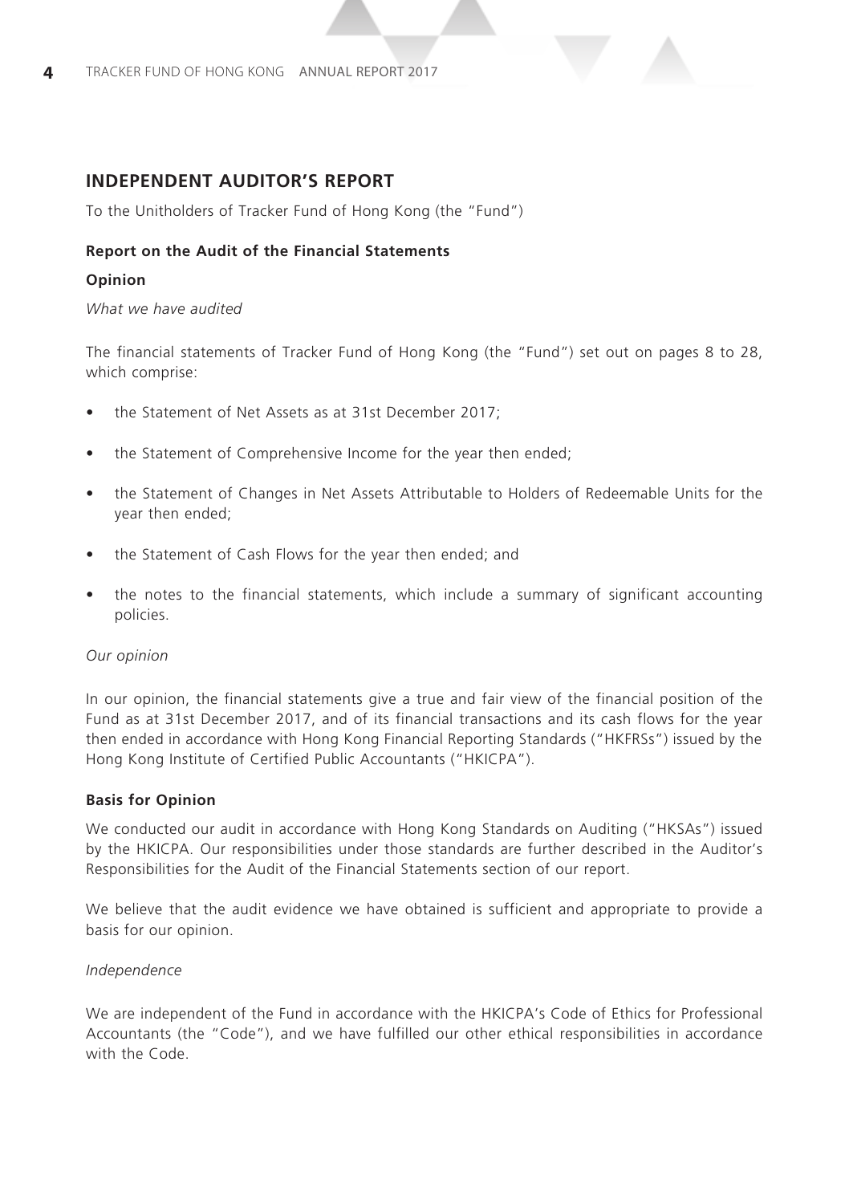## INDEPENDENT AUDITOR'S REPORT

To the Unitholders of Tracker Fund of Hong Kong (the "Fund")

### Report on the Audit of the Financial Statements

#### Opinion

*What we have audited*

The financial statements of Tracker Fund of Hong Kong (the "Fund") set out on pages 8 to 28, which comprise:

- the Statement of Net Assets as at 31st December 2017;
- the Statement of Comprehensive Income for the year then ended;
- the Statement of Changes in Net Assets Attributable to Holders of Redeemable Units for the year then ended;
- the Statement of Cash Flows for the year then ended; and
- the notes to the financial statements, which include a summary of significant accounting policies.

*Our opinion*

In our opinion, the financial statements give a true and fair view of the financial position of the Fund as at 31st December 2017, and of its financial transactions and its cash flows for the year then ended in accordance with Hong Kong Financial Reporting Standards ("HKFRSs") issued by the Hong Kong Institute of Certified Public Accountants ("HKICPA").

#### Basis for Opinion

We conducted our audit in accordance with Hong Kong Standards on Auditing ("HKSAs") issued by the HKICPA. Our responsibilities under those standards are further described in the Auditor's Responsibilities for the Audit of the Financial Statements section of our report.

We believe that the audit evidence we have obtained is sufficient and appropriate to provide a basis for our opinion.

*Independence*

We are independent of the Fund in accordance with the HKICPA's Code of Ethics for Professional Accountants (the "Code"), and we have fulfilled our other ethical responsibilities in accordance with the Code.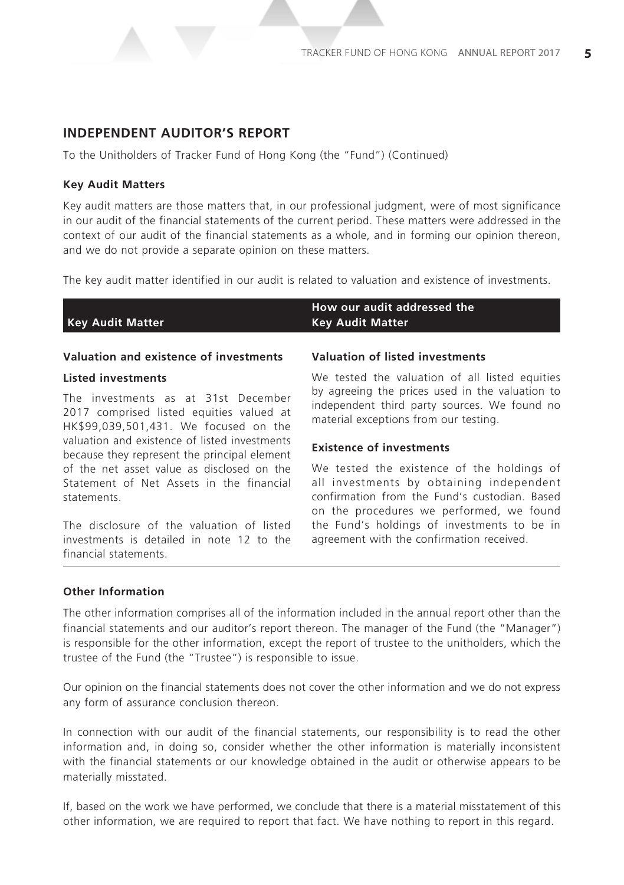## INDEPENDENT AUDITOR'S REPORT

To the Unitholders of Tracker Fund of Hong Kong (the "Fund") (Continued)

**Key Audit Matters**

Key audit matters are those matters that, in our professional judgment, were of most significance in our audit of the financial statements of the current period. These matters were addressed in the context of our audit of the financial statements as a whole, and in forming our opinion thereon, and we do not provide a separate opinion on these matters.

The key audit matter identified in our audit is related to valuation and existence of investments.

| Key Audit Matter | How our audit addressed the Key Audit Matter |
|---|---|
| **Valuation and existence of investments**<br><br>**Listed investments**<br><br>The investments as at 31st December 2017 comprised listed equities valued at HK$99,039,501,431. We focused on the valuation and existence of listed investments because they represent the principal element of the net asset value as disclosed on the Statement of Net Assets in the financial statements.<br><br>The disclosure of the valuation of listed investments is detailed in note 12 to the financial statements. | **Valuation of listed investments**<br><br>We tested the valuation of all listed equities by agreeing the prices used in the valuation to independent third party sources. We found no material exceptions from our testing.<br><br>**Existence of investments**<br><br>We tested the existence of the holdings of all investments by obtaining independent confirmation from the Fund's custodian. Based on the procedures we performed, we found the Fund's holdings of investments to be in agreement with the confirmation received. |

**Other Information**

The other information comprises all of the information included in the annual report other than the financial statements and our auditor's report thereon. The manager of the Fund (the "Manager") is responsible for the other information, except the report of trustee to the unitholders, which the trustee of the Fund (the "Trustee") is responsible to issue.

Our opinion on the financial statements does not cover the other information and we do not express any form of assurance conclusion thereon.

In connection with our audit of the financial statements, our responsibility is to read the other information and, in doing so, consider whether the other information is materially inconsistent with the financial statements or our knowledge obtained in the audit or otherwise appears to be materially misstated.

If, based on the work we have performed, we conclude that there is a material misstatement of this other information, we are required to report that fact. We have nothing to report in this regard.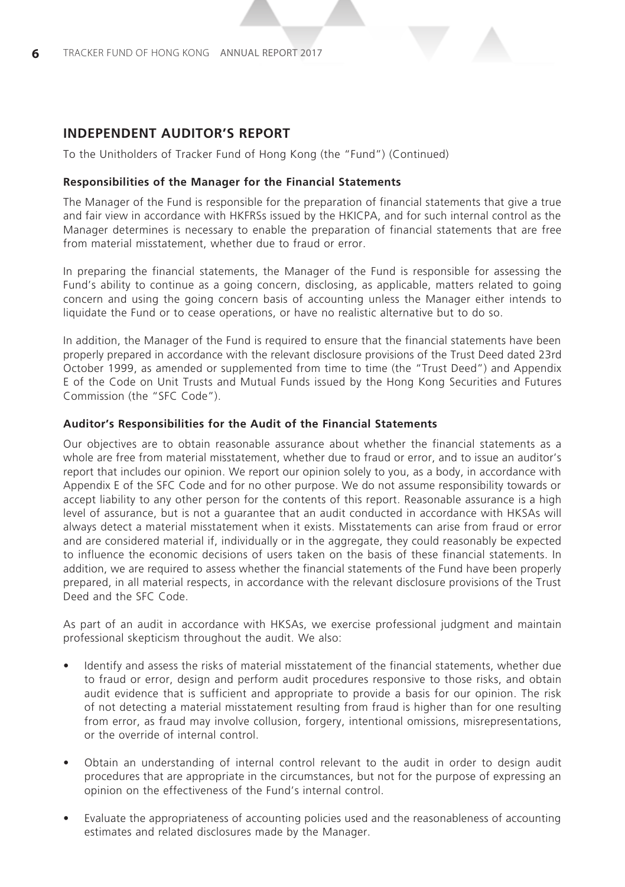## INDEPENDENT AUDITOR'S REPORT

To the Unitholders of Tracker Fund of Hong Kong (the "Fund") (Continued)

### Responsibilities of the Manager for the Financial Statements

The Manager of the Fund is responsible for the preparation of financial statements that give a true and fair view in accordance with HKFRSs issued by the HKICPA, and for such internal control as the Manager determines is necessary to enable the preparation of financial statements that are free from material misstatement, whether due to fraud or error.

In preparing the financial statements, the Manager of the Fund is responsible for assessing the Fund's ability to continue as a going concern, disclosing, as applicable, matters related to going concern and using the going concern basis of accounting unless the Manager either intends to liquidate the Fund or to cease operations, or have no realistic alternative but to do so.

In addition, the Manager of the Fund is required to ensure that the financial statements have been properly prepared in accordance with the relevant disclosure provisions of the Trust Deed dated 23rd October 1999, as amended or supplemented from time to time (the "Trust Deed") and Appendix E of the Code on Unit Trusts and Mutual Funds issued by the Hong Kong Securities and Futures Commission (the "SFC Code").

### Auditor's Responsibilities for the Audit of the Financial Statements

Our objectives are to obtain reasonable assurance about whether the financial statements as a whole are free from material misstatement, whether due to fraud or error, and to issue an auditor's report that includes our opinion. We report our opinion solely to you, as a body, in accordance with Appendix E of the SFC Code and for no other purpose. We do not assume responsibility towards or accept liability to any other person for the contents of this report. Reasonable assurance is a high level of assurance, but is not a guarantee that an audit conducted in accordance with HKSAs will always detect a material misstatement when it exists. Misstatements can arise from fraud or error and are considered material if, individually or in the aggregate, they could reasonably be expected to influence the economic decisions of users taken on the basis of these financial statements. In addition, we are required to assess whether the financial statements of the Fund have been properly prepared, in all material respects, in accordance with the relevant disclosure provisions of the Trust Deed and the SFC Code.

As part of an audit in accordance with HKSAs, we exercise professional judgment and maintain professional skepticism throughout the audit. We also:

- Identify and assess the risks of material misstatement of the financial statements, whether due to fraud or error, design and perform audit procedures responsive to those risks, and obtain audit evidence that is sufficient and appropriate to provide a basis for our opinion. The risk of not detecting a material misstatement resulting from fraud is higher than for one resulting from error, as fraud may involve collusion, forgery, intentional omissions, misrepresentations, or the override of internal control.

- Obtain an understanding of internal control relevant to the audit in order to design audit procedures that are appropriate in the circumstances, but not for the purpose of expressing an opinion on the effectiveness of the Fund's internal control.

- Evaluate the appropriateness of accounting policies used and the reasonableness of accounting estimates and related disclosures made by the Manager.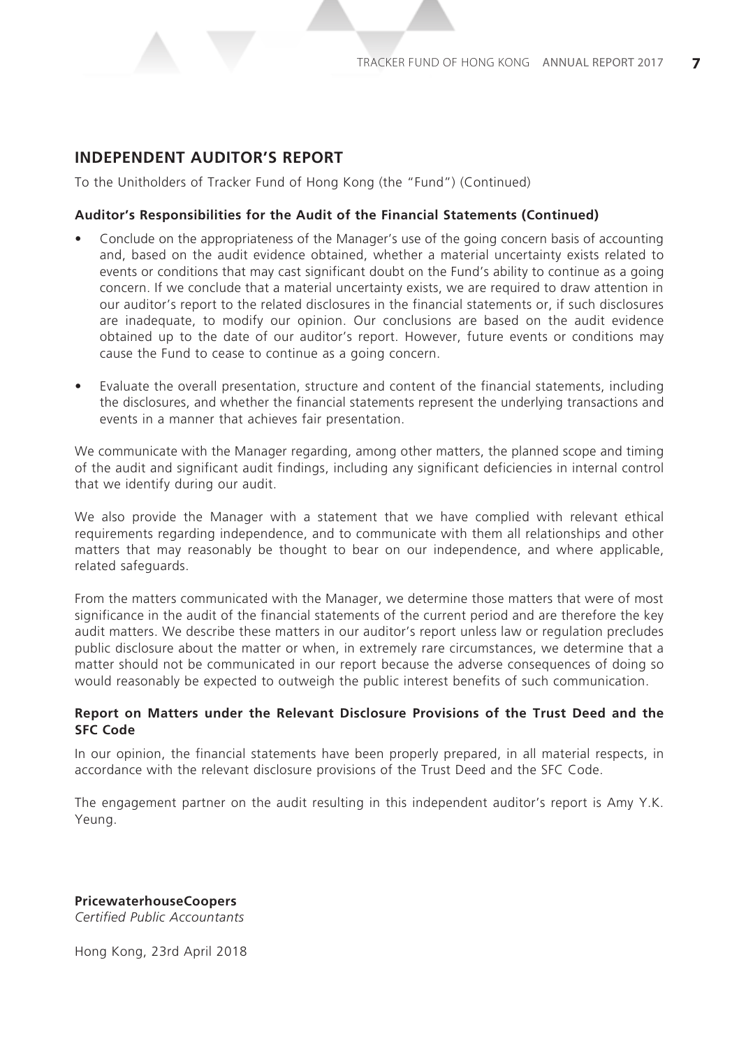## INDEPENDENT AUDITOR'S REPORT

To the Unitholders of Tracker Fund of Hong Kong (the "Fund") (Continued)

### Auditor's Responsibilities for the Audit of the Financial Statements (Continued)

- Conclude on the appropriateness of the Manager's use of the going concern basis of accounting and, based on the audit evidence obtained, whether a material uncertainty exists related to events or conditions that may cast significant doubt on the Fund's ability to continue as a going concern. If we conclude that a material uncertainty exists, we are required to draw attention in our auditor's report to the related disclosures in the financial statements or, if such disclosures are inadequate, to modify our opinion. Our conclusions are based on the audit evidence obtained up to the date of our auditor's report. However, future events or conditions may cause the Fund to cease to continue as a going concern.

- Evaluate the overall presentation, structure and content of the financial statements, including the disclosures, and whether the financial statements represent the underlying transactions and events in a manner that achieves fair presentation.

We communicate with the Manager regarding, among other matters, the planned scope and timing of the audit and significant audit findings, including any significant deficiencies in internal control that we identify during our audit.

We also provide the Manager with a statement that we have complied with relevant ethical requirements regarding independence, and to communicate with them all relationships and other matters that may reasonably be thought to bear on our independence, and where applicable, related safeguards.

From the matters communicated with the Manager, we determine those matters that were of most significance in the audit of the financial statements of the current period and are therefore the key audit matters. We describe these matters in our auditor's report unless law or regulation precludes public disclosure about the matter or when, in extremely rare circumstances, we determine that a matter should not be communicated in our report because the adverse consequences of doing so would reasonably be expected to outweigh the public interest benefits of such communication.

### Report on Matters under the Relevant Disclosure Provisions of the Trust Deed and the SFC Code

In our opinion, the financial statements have been properly prepared, in all material respects, in accordance with the relevant disclosure provisions of the Trust Deed and the SFC Code.

The engagement partner on the audit resulting in this independent auditor's report is Amy Y.K. Yeung.

**PricewaterhouseCoopers**
*Certified Public Accountants*

Hong Kong, 23rd April 2018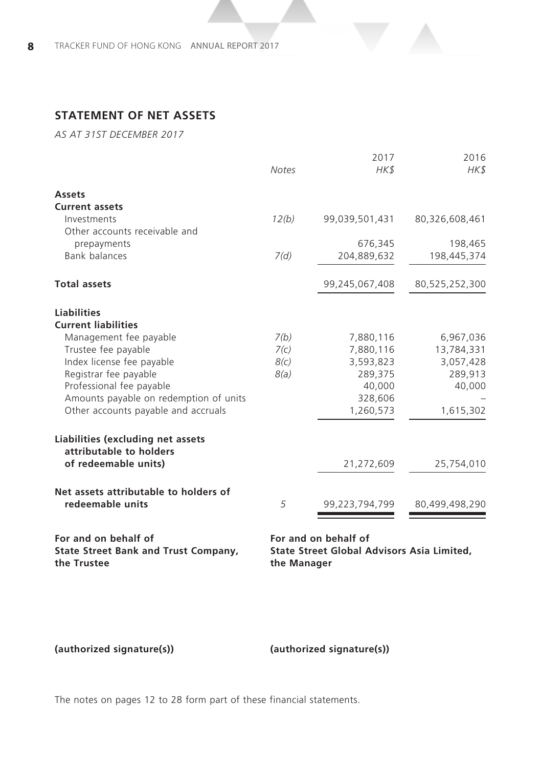## STATEMENT OF NET ASSETS

*AS AT 31ST DECEMBER 2017*

| | *Notes* | 2017 *HK$* | 2016 *HK$* |
|---|---|---|---|
| **Assets** | | | |
| **Current assets** | | | |
| Investments | *12(b)* | 99,039,501,431 | 80,326,608,461 |
| Other accounts receivable and prepayments | | 676,345 | 198,465 |
| Bank balances | *7(d)* | 204,889,632 | 198,445,374 |
| **Total assets** | | 99,245,067,408 | 80,525,252,300 |
| **Liabilities** | | | |
| **Current liabilities** | | | |
| Management fee payable | *7(b)* | 7,880,116 | 6,967,036 |
| Trustee fee payable | *7(c)* | 7,880,116 | 13,784,331 |
| Index license fee payable | *8(c)* | 3,593,823 | 3,057,428 |
| Registrar fee payable | *8(a)* | 289,375 | 289,913 |
| Professional fee payable | | 40,000 | 40,000 |
| Amounts payable on redemption of units | | 328,606 | – |
| Other accounts payable and accruals | | 1,260,573 | 1,615,302 |
| **Liabilities (excluding net assets attributable to holders of redeemable units)** | | 21,272,609 | 25,754,010 |
| **Net assets attributable to holders of redeemable units** | *5* | 99,223,794,799 | 80,499,498,290 |

**For and on behalf of**
**State Street Bank and Trust Company,**
**the Trustee**

**For and on behalf of**
**State Street Global Advisors Asia Limited,**
**the Manager**

**(authorized signature(s))**

**(authorized signature(s))**

The notes on pages 12 to 28 form part of these financial statements.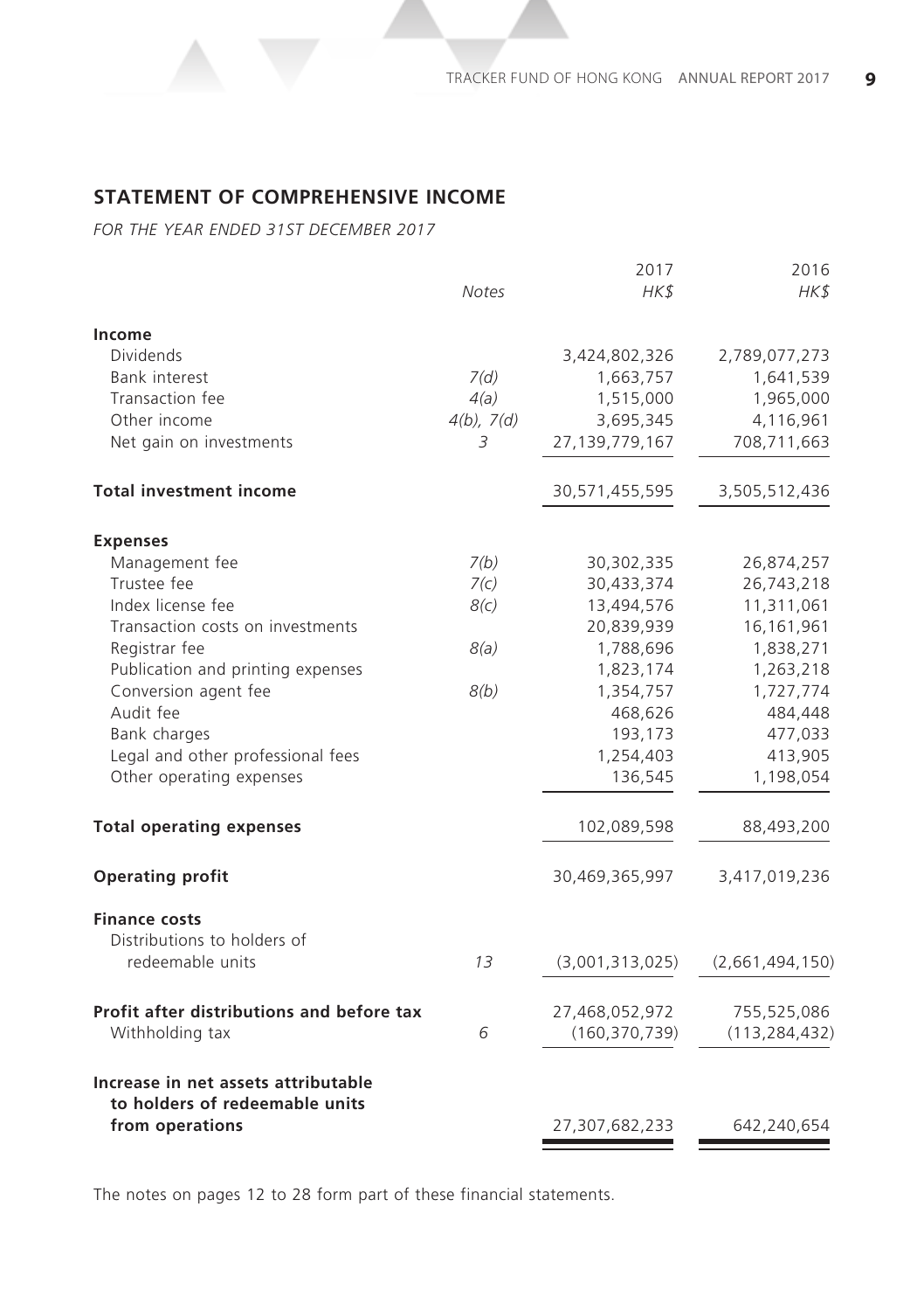## STATEMENT OF COMPREHENSIVE INCOME

*FOR THE YEAR ENDED 31ST DECEMBER 2017*

| | *Notes* | 2017<br>*HK$* | 2016<br>*HK$* |
|---|---|---|---|
| **Income** | | | |
| Dividends | | 3,424,802,326 | 2,789,077,273 |
| Bank interest | *7(d)* | 1,663,757 | 1,641,539 |
| Transaction fee | *4(a)* | 1,515,000 | 1,965,000 |
| Other income | *4(b), 7(d)* | 3,695,345 | 4,116,961 |
| Net gain on investments | *3* | 27,139,779,167 | 708,711,663 |
| **Total investment income** | | 30,571,455,595 | 3,505,512,436 |
| **Expenses** | | | |
| Management fee | *7(b)* | 30,302,335 | 26,874,257 |
| Trustee fee | *7(c)* | 30,433,374 | 26,743,218 |
| Index license fee | *8(c)* | 13,494,576 | 11,311,061 |
| Transaction costs on investments | | 20,839,939 | 16,161,961 |
| Registrar fee | *8(a)* | 1,788,696 | 1,838,271 |
| Publication and printing expenses | | 1,823,174 | 1,263,218 |
| Conversion agent fee | *8(b)* | 1,354,757 | 1,727,774 |
| Audit fee | | 468,626 | 484,448 |
| Bank charges | | 193,173 | 477,033 |
| Legal and other professional fees | | 1,254,403 | 413,905 |
| Other operating expenses | | 136,545 | 1,198,054 |
| **Total operating expenses** | | 102,089,598 | 88,493,200 |
| **Operating profit** | | 30,469,365,997 | 3,417,019,236 |
| **Finance costs** | | | |
| Distributions to holders of redeemable units | *13* | (3,001,313,025) | (2,661,494,150) |
| **Profit after distributions and before tax** | | 27,468,052,972 | 755,525,086 |
| Withholding tax | *6* | (160,370,739) | (113,284,432) |
| **Increase in net assets attributable to holders of redeemable units from operations** | | 27,307,682,233 | 642,240,654 |

The notes on pages 12 to 28 form part of these financial statements.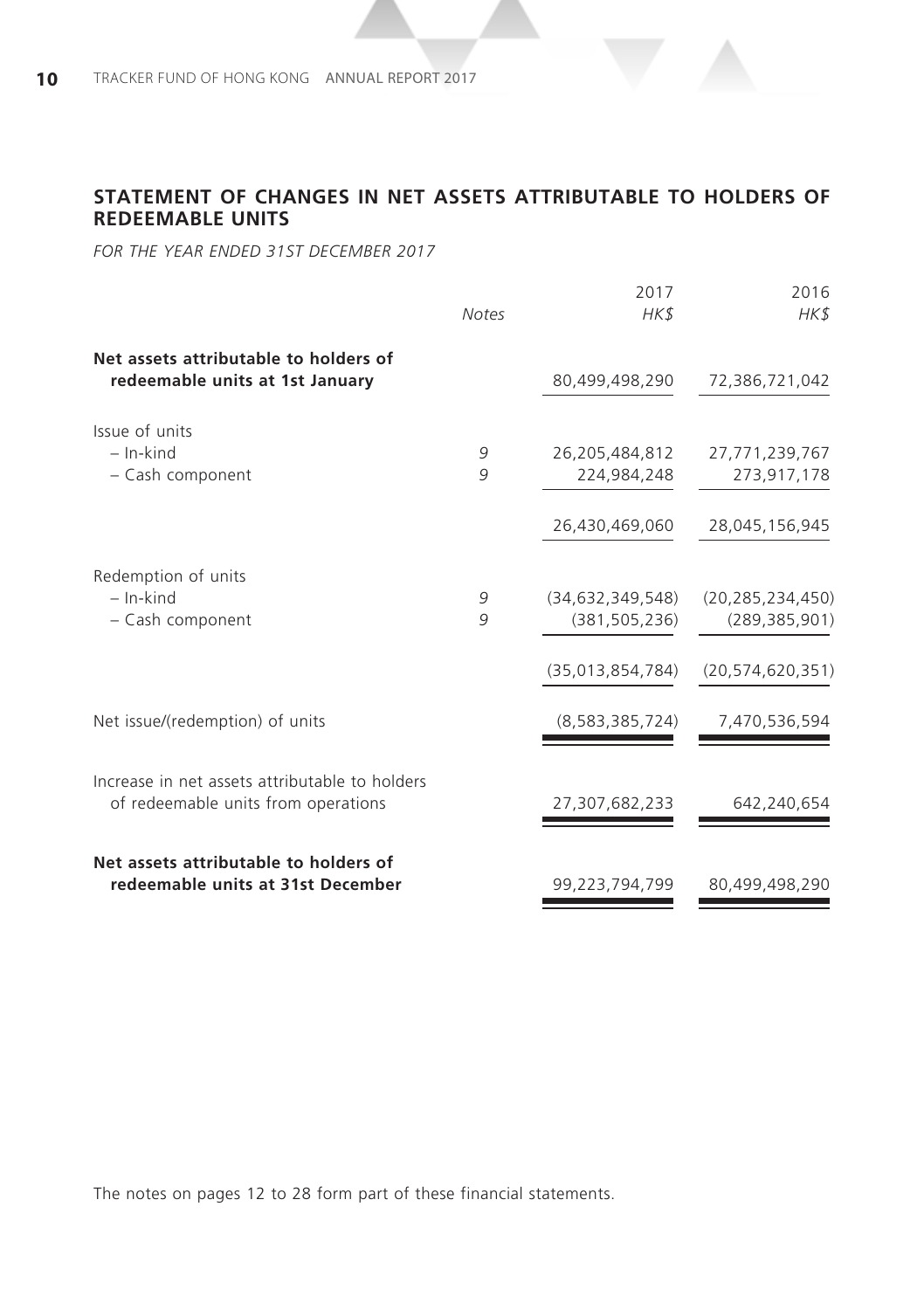## STATEMENT OF CHANGES IN NET ASSETS ATTRIBUTABLE TO HOLDERS OF REDEEMABLE UNITS

*FOR THE YEAR ENDED 31ST DECEMBER 2017*

| | *Notes* | 2017 *HK$* | 2016 *HK$* |
|---|---|---|---|
| **Net assets attributable to holders of redeemable units at 1st January** | | 80,499,498,290 | 72,386,721,042 |
| Issue of units | | | |
| – In-kind | 9 | 26,205,484,812 | 27,771,239,767 |
| – Cash component | 9 | 224,984,248 | 273,917,178 |
| | | 26,430,469,060 | 28,045,156,945 |
| Redemption of units | | | |
| – In-kind | 9 | (34,632,349,548) | (20,285,234,450) |
| – Cash component | 9 | (381,505,236) | (289,385,901) |
| | | (35,013,854,784) | (20,574,620,351) |
| Net issue/(redemption) of units | | (8,583,385,724) | 7,470,536,594 |
| Increase in net assets attributable to holders of redeemable units from operations | | 27,307,682,233 | 642,240,654 |
| **Net assets attributable to holders of redeemable units at 31st December** | | 99,223,794,799 | 80,499,498,290 |

The notes on pages 12 to 28 form part of these financial statements.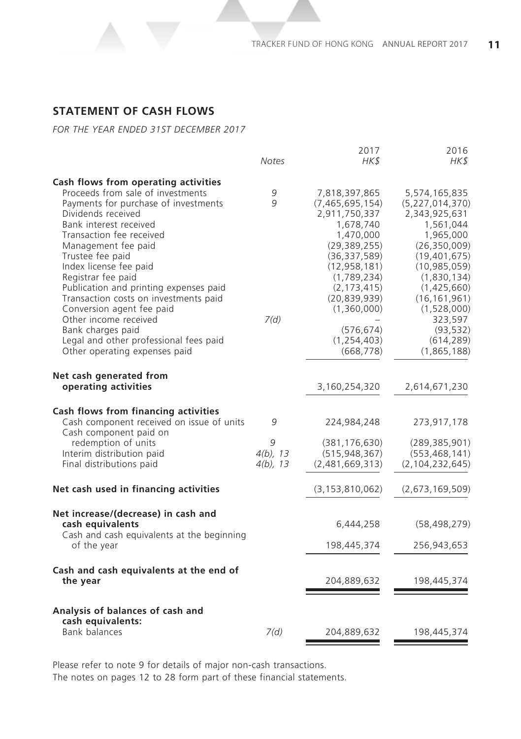## STATEMENT OF CASH FLOWS

*FOR THE YEAR ENDED 31ST DECEMBER 2017*

| | Notes | 2017 HK$ | 2016 HK$ |
|---|---|---|---|
| **Cash flows from operating activities** | | | |
| Proceeds from sale of investments | 9 | 7,818,397,865 | 5,574,165,835 |
| Payments for purchase of investments | 9 | (7,465,695,154) | (5,227,014,370) |
| Dividends received | | 2,911,750,337 | 2,343,925,631 |
| Bank interest received | | 1,678,740 | 1,561,044 |
| Transaction fee received | | 1,470,000 | 1,965,000 |
| Management fee paid | | (29,389,255) | (26,350,009) |
| Trustee fee paid | | (36,337,589) | (19,401,675) |
| Index license fee paid | | (12,958,181) | (10,985,059) |
| Registrar fee paid | | (1,789,234) | (1,830,134) |
| Publication and printing expenses paid | | (2,173,415) | (1,425,660) |
| Transaction costs on investments paid | | (20,839,939) | (16,161,961) |
| Conversion agent fee paid | | (1,360,000) | (1,528,000) |
| Other income received | 7(d) | – | 323,597 |
| Bank charges paid | | (576,674) | (93,532) |
| Legal and other professional fees paid | | (1,254,403) | (614,289) |
| Other operating expenses paid | | (668,778) | (1,865,188) |
| **Net cash generated from operating activities** | | 3,160,254,320 | 2,614,671,230 |
| **Cash flows from financing activities** | | | |
| Cash component received on issue of units | 9 | 224,984,248 | 273,917,178 |
| Cash component paid on redemption of units | 9 | (381,176,630) | (289,385,901) |
| Interim distribution paid | 4(b), 13 | (515,948,367) | (553,468,141) |
| Final distributions paid | 4(b), 13 | (2,481,669,313) | (2,104,232,645) |
| **Net cash used in financing activities** | | (3,153,810,062) | (2,673,169,509) |
| **Net increase/(decrease) in cash and cash equivalents** | | 6,444,258 | (58,498,279) |
| Cash and cash equivalents at the beginning of the year | | 198,445,374 | 256,943,653 |
| **Cash and cash equivalents at the end of the year** | | 204,889,632 | 198,445,374 |
| **Analysis of balances of cash and cash equivalents:** | | | |
| Bank balances | 7(d) | 204,889,632 | 198,445,374 |

Please refer to note 9 for details of major non-cash transactions.
The notes on pages 12 to 28 form part of these financial statements.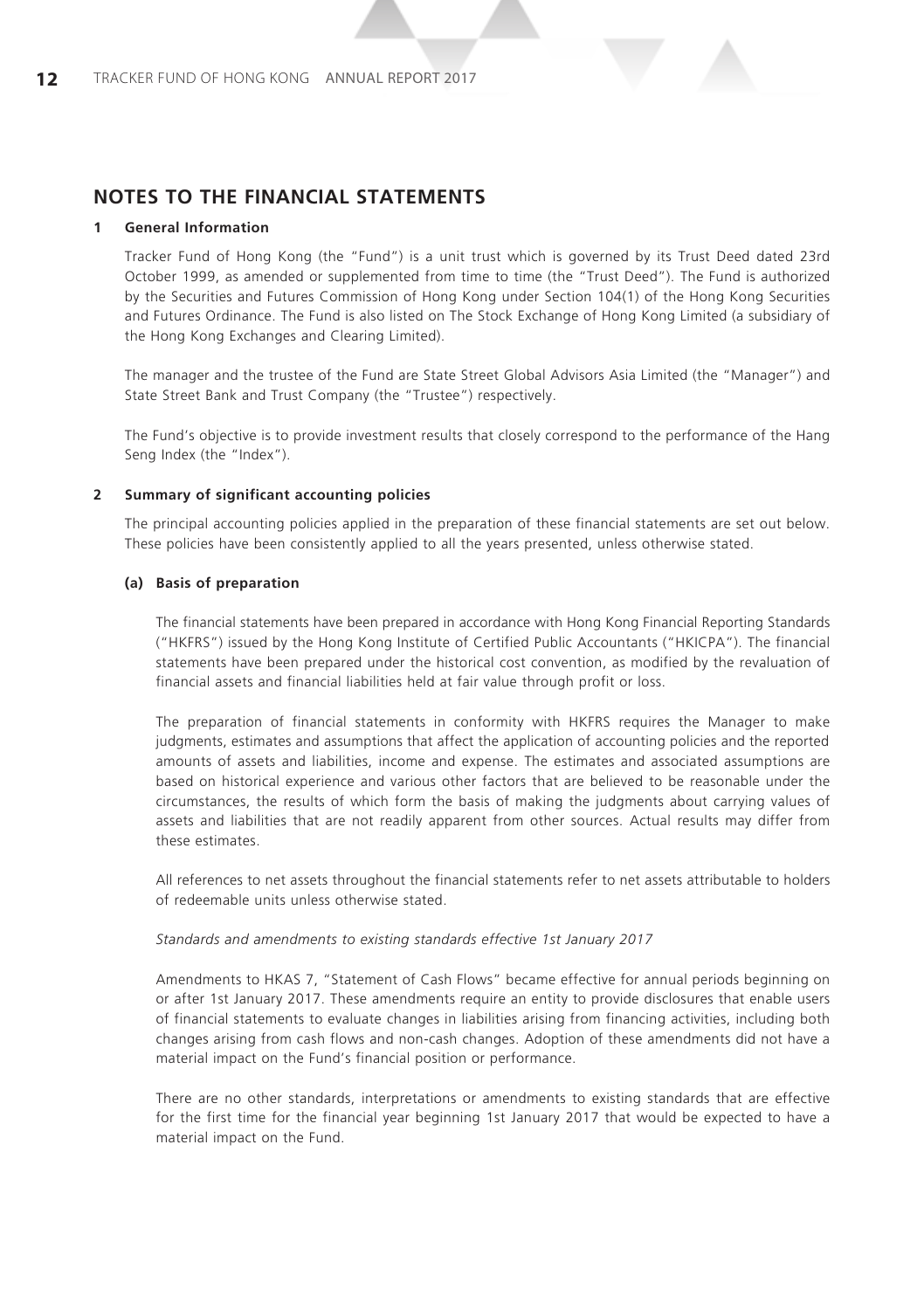# NOTES TO THE FINANCIAL STATEMENTS

## 1 General Information

Tracker Fund of Hong Kong (the "Fund") is a unit trust which is governed by its Trust Deed dated 23rd October 1999, as amended or supplemented from time to time (the "Trust Deed"). The Fund is authorized by the Securities and Futures Commission of Hong Kong under Section 104(1) of the Hong Kong Securities and Futures Ordinance. The Fund is also listed on The Stock Exchange of Hong Kong Limited (a subsidiary of the Hong Kong Exchanges and Clearing Limited).

The manager and the trustee of the Fund are State Street Global Advisors Asia Limited (the "Manager") and State Street Bank and Trust Company (the "Trustee") respectively.

The Fund's objective is to provide investment results that closely correspond to the performance of the Hang Seng Index (the "Index").

## 2 Summary of significant accounting policies

The principal accounting policies applied in the preparation of these financial statements are set out below. These policies have been consistently applied to all the years presented, unless otherwise stated.

### (a) Basis of preparation

The financial statements have been prepared in accordance with Hong Kong Financial Reporting Standards ("HKFRS") issued by the Hong Kong Institute of Certified Public Accountants ("HKICPA"). The financial statements have been prepared under the historical cost convention, as modified by the revaluation of financial assets and financial liabilities held at fair value through profit or loss.

The preparation of financial statements in conformity with HKFRS requires the Manager to make judgments, estimates and assumptions that affect the application of accounting policies and the reported amounts of assets and liabilities, income and expense. The estimates and associated assumptions are based on historical experience and various other factors that are believed to be reasonable under the circumstances, the results of which form the basis of making the judgments about carrying values of assets and liabilities that are not readily apparent from other sources. Actual results may differ from these estimates.

All references to net assets throughout the financial statements refer to net assets attributable to holders of redeemable units unless otherwise stated.

*Standards and amendments to existing standards effective 1st January 2017*

Amendments to HKAS 7, "Statement of Cash Flows" became effective for annual periods beginning on or after 1st January 2017. These amendments require an entity to provide disclosures that enable users of financial statements to evaluate changes in liabilities arising from financing activities, including both changes arising from cash flows and non-cash changes. Adoption of these amendments did not have a material impact on the Fund's financial position or performance.

There are no other standards, interpretations or amendments to existing standards that are effective for the first time for the financial year beginning 1st January 2017 that would be expected to have a material impact on the Fund.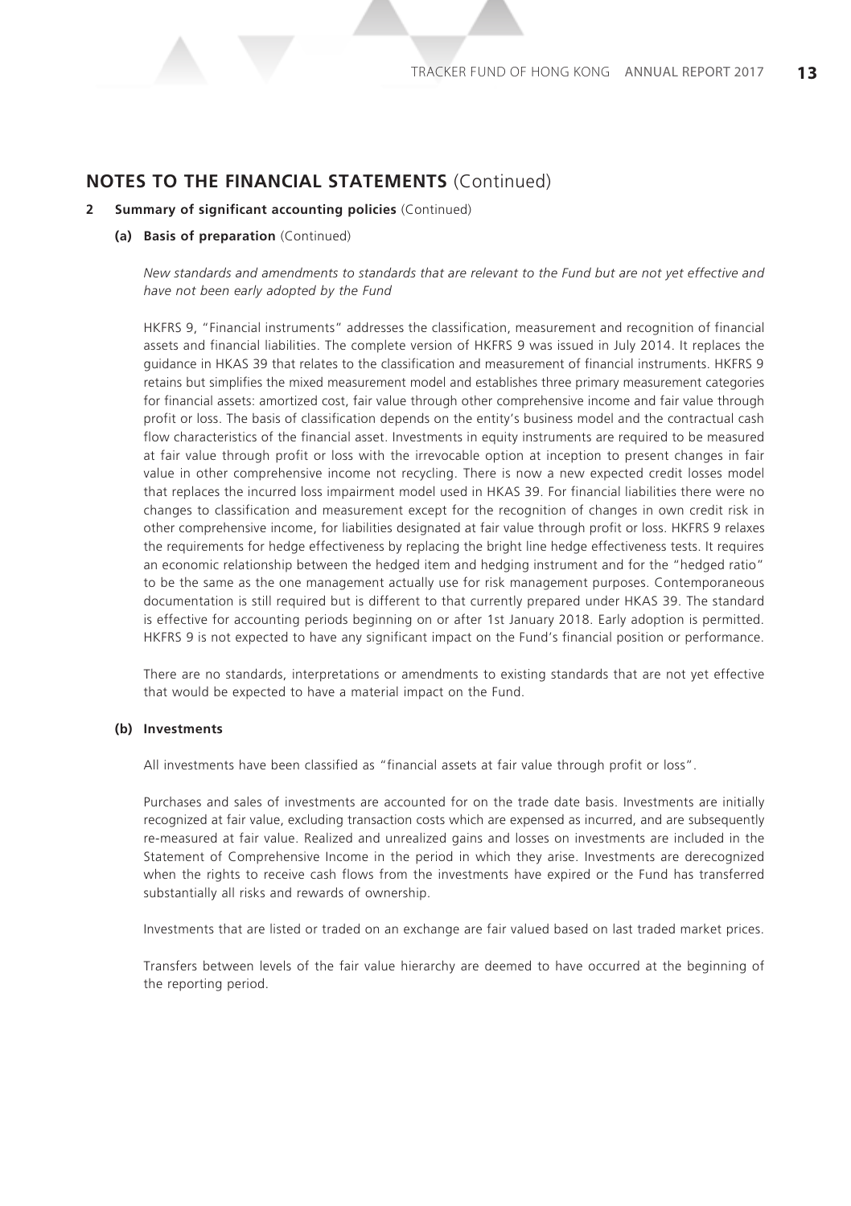## NOTES TO THE FINANCIAL STATEMENTS (Continued)

**2 Summary of significant accounting policies** (Continued)

**(a) Basis of preparation** (Continued)

*New standards and amendments to standards that are relevant to the Fund but are not yet effective and have not been early adopted by the Fund*

HKFRS 9, "Financial instruments" addresses the classification, measurement and recognition of financial assets and financial liabilities. The complete version of HKFRS 9 was issued in July 2014. It replaces the guidance in HKAS 39 that relates to the classification and measurement of financial instruments. HKFRS 9 retains but simplifies the mixed measurement model and establishes three primary measurement categories for financial assets: amortized cost, fair value through other comprehensive income and fair value through profit or loss. The basis of classification depends on the entity's business model and the contractual cash flow characteristics of the financial asset. Investments in equity instruments are required to be measured at fair value through profit or loss with the irrevocable option at inception to present changes in fair value in other comprehensive income not recycling. There is now a new expected credit losses model that replaces the incurred loss impairment model used in HKAS 39. For financial liabilities there were no changes to classification and measurement except for the recognition of changes in own credit risk in other comprehensive income, for liabilities designated at fair value through profit or loss. HKFRS 9 relaxes the requirements for hedge effectiveness by replacing the bright line hedge effectiveness tests. It requires an economic relationship between the hedged item and hedging instrument and for the "hedged ratio" to be the same as the one management actually use for risk management purposes. Contemporaneous documentation is still required but is different to that currently prepared under HKAS 39. The standard is effective for accounting periods beginning on or after 1st January 2018. Early adoption is permitted. HKFRS 9 is not expected to have any significant impact on the Fund's financial position or performance.

There are no standards, interpretations or amendments to existing standards that are not yet effective that would be expected to have a material impact on the Fund.

**(b) Investments**

All investments have been classified as "financial assets at fair value through profit or loss".

Purchases and sales of investments are accounted for on the trade date basis. Investments are initially recognized at fair value, excluding transaction costs which are expensed as incurred, and are subsequently re-measured at fair value. Realized and unrealized gains and losses on investments are included in the Statement of Comprehensive Income in the period in which they arise. Investments are derecognized when the rights to receive cash flows from the investments have expired or the Fund has transferred substantially all risks and rewards of ownership.

Investments that are listed or traded on an exchange are fair valued based on last traded market prices.

Transfers between levels of the fair value hierarchy are deemed to have occurred at the beginning of the reporting period.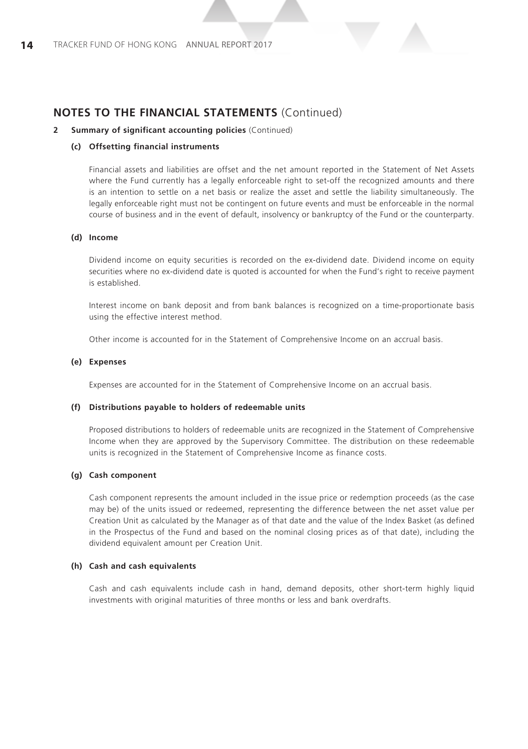## NOTES TO THE FINANCIAL STATEMENTS (Continued)

**2 Summary of significant accounting policies** (Continued)

**(c) Offsetting financial instruments**

Financial assets and liabilities are offset and the net amount reported in the Statement of Net Assets where the Fund currently has a legally enforceable right to set-off the recognized amounts and there is an intention to settle on a net basis or realize the asset and settle the liability simultaneously. The legally enforceable right must not be contingent on future events and must be enforceable in the normal course of business and in the event of default, insolvency or bankruptcy of the Fund or the counterparty.

**(d) Income**

Dividend income on equity securities is recorded on the ex-dividend date. Dividend income on equity securities where no ex-dividend date is quoted is accounted for when the Fund's right to receive payment is established.

Interest income on bank deposit and from bank balances is recognized on a time-proportionate basis using the effective interest method.

Other income is accounted for in the Statement of Comprehensive Income on an accrual basis.

**(e) Expenses**

Expenses are accounted for in the Statement of Comprehensive Income on an accrual basis.

**(f) Distributions payable to holders of redeemable units**

Proposed distributions to holders of redeemable units are recognized in the Statement of Comprehensive Income when they are approved by the Supervisory Committee. The distribution on these redeemable units is recognized in the Statement of Comprehensive Income as finance costs.

**(g) Cash component**

Cash component represents the amount included in the issue price or redemption proceeds (as the case may be) of the units issued or redeemed, representing the difference between the net asset value per Creation Unit as calculated by the Manager as of that date and the value of the Index Basket (as defined in the Prospectus of the Fund and based on the nominal closing prices as of that date), including the dividend equivalent amount per Creation Unit.

**(h) Cash and cash equivalents**

Cash and cash equivalents include cash in hand, demand deposits, other short-term highly liquid investments with original maturities of three months or less and bank overdrafts.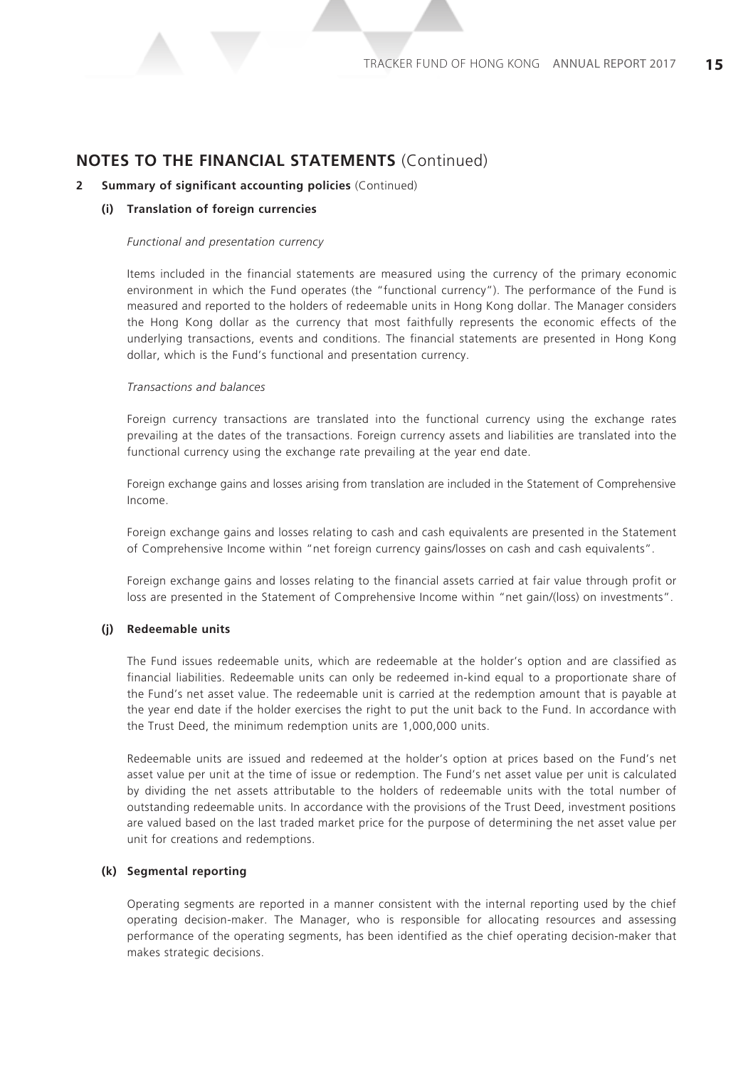## NOTES TO THE FINANCIAL STATEMENTS (Continued)

### 2 Summary of significant accounting policies (Continued)

#### (i) Translation of foreign currencies

*Functional and presentation currency*

Items included in the financial statements are measured using the currency of the primary economic environment in which the Fund operates (the "functional currency"). The performance of the Fund is measured and reported to the holders of redeemable units in Hong Kong dollar. The Manager considers the Hong Kong dollar as the currency that most faithfully represents the economic effects of the underlying transactions, events and conditions. The financial statements are presented in Hong Kong dollar, which is the Fund's functional and presentation currency.

*Transactions and balances*

Foreign currency transactions are translated into the functional currency using the exchange rates prevailing at the dates of the transactions. Foreign currency assets and liabilities are translated into the functional currency using the exchange rate prevailing at the year end date.

Foreign exchange gains and losses arising from translation are included in the Statement of Comprehensive Income.

Foreign exchange gains and losses relating to cash and cash equivalents are presented in the Statement of Comprehensive Income within "net foreign currency gains/losses on cash and cash equivalents".

Foreign exchange gains and losses relating to the financial assets carried at fair value through profit or loss are presented in the Statement of Comprehensive Income within "net gain/(loss) on investments".

#### (j) Redeemable units

The Fund issues redeemable units, which are redeemable at the holder's option and are classified as financial liabilities. Redeemable units can only be redeemed in-kind equal to a proportionate share of the Fund's net asset value. The redeemable unit is carried at the redemption amount that is payable at the year end date if the holder exercises the right to put the unit back to the Fund. In accordance with the Trust Deed, the minimum redemption units are 1,000,000 units.

Redeemable units are issued and redeemed at the holder's option at prices based on the Fund's net asset value per unit at the time of issue or redemption. The Fund's net asset value per unit is calculated by dividing the net assets attributable to the holders of redeemable units with the total number of outstanding redeemable units. In accordance with the provisions of the Trust Deed, investment positions are valued based on the last traded market price for the purpose of determining the net asset value per unit for creations and redemptions.

#### (k) Segmental reporting

Operating segments are reported in a manner consistent with the internal reporting used by the chief operating decision-maker. The Manager, who is responsible for allocating resources and assessing performance of the operating segments, has been identified as the chief operating decision-maker that makes strategic decisions.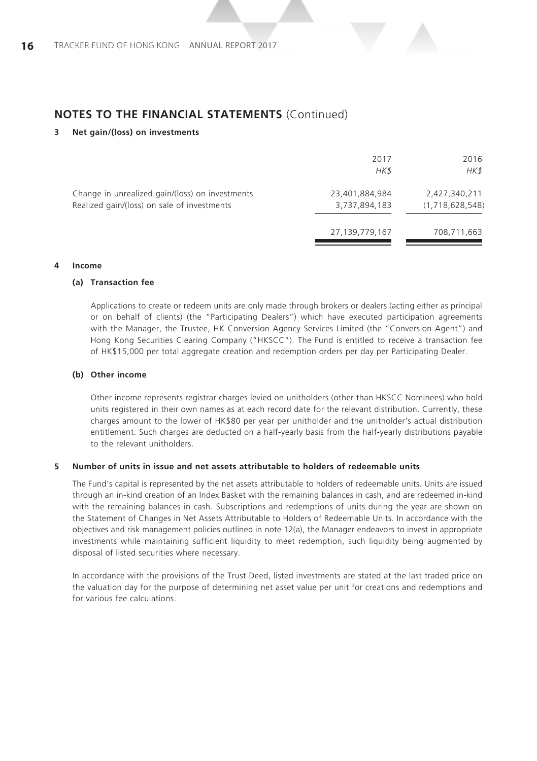## NOTES TO THE FINANCIAL STATEMENTS (Continued)

### 3 Net gain/(loss) on investments

| | 2017 | 2016 |
|---|---|---|
| | *HK$* | *HK$* |
| Change in unrealized gain/(loss) on investments | 23,401,884,984 | 2,427,340,211 |
| Realized gain/(loss) on sale of investments | 3,737,894,183 | (1,718,628,548) |
| | 27,139,779,167 | 708,711,663 |

### 4 Income

#### (a) Transaction fee

Applications to create or redeem units are only made through brokers or dealers (acting either as principal or on behalf of clients) (the "Participating Dealers") which have executed participation agreements with the Manager, the Trustee, HK Conversion Agency Services Limited (the "Conversion Agent") and Hong Kong Securities Clearing Company ("HKSCC"). The Fund is entitled to receive a transaction fee of HK$15,000 per total aggregate creation and redemption orders per day per Participating Dealer.

#### (b) Other income

Other income represents registrar charges levied on unitholders (other than HKSCC Nominees) who hold units registered in their own names as at each record date for the relevant distribution. Currently, these charges amount to the lower of HK$80 per year per unitholder and the unitholder's actual distribution entitlement. Such charges are deducted on a half-yearly basis from the half-yearly distributions payable to the relevant unitholders.

### 5 Number of units in issue and net assets attributable to holders of redeemable units

The Fund's capital is represented by the net assets attributable to holders of redeemable units. Units are issued through an in-kind creation of an Index Basket with the remaining balances in cash, and are redeemed in-kind with the remaining balances in cash. Subscriptions and redemptions of units during the year are shown on the Statement of Changes in Net Assets Attributable to Holders of Redeemable Units. In accordance with the objectives and risk management policies outlined in note 12(a), the Manager endeavors to invest in appropriate investments while maintaining sufficient liquidity to meet redemption, such liquidity being augmented by disposal of listed securities where necessary.

In accordance with the provisions of the Trust Deed, listed investments are stated at the last traded price on the valuation day for the purpose of determining net asset value per unit for creations and redemptions and for various fee calculations.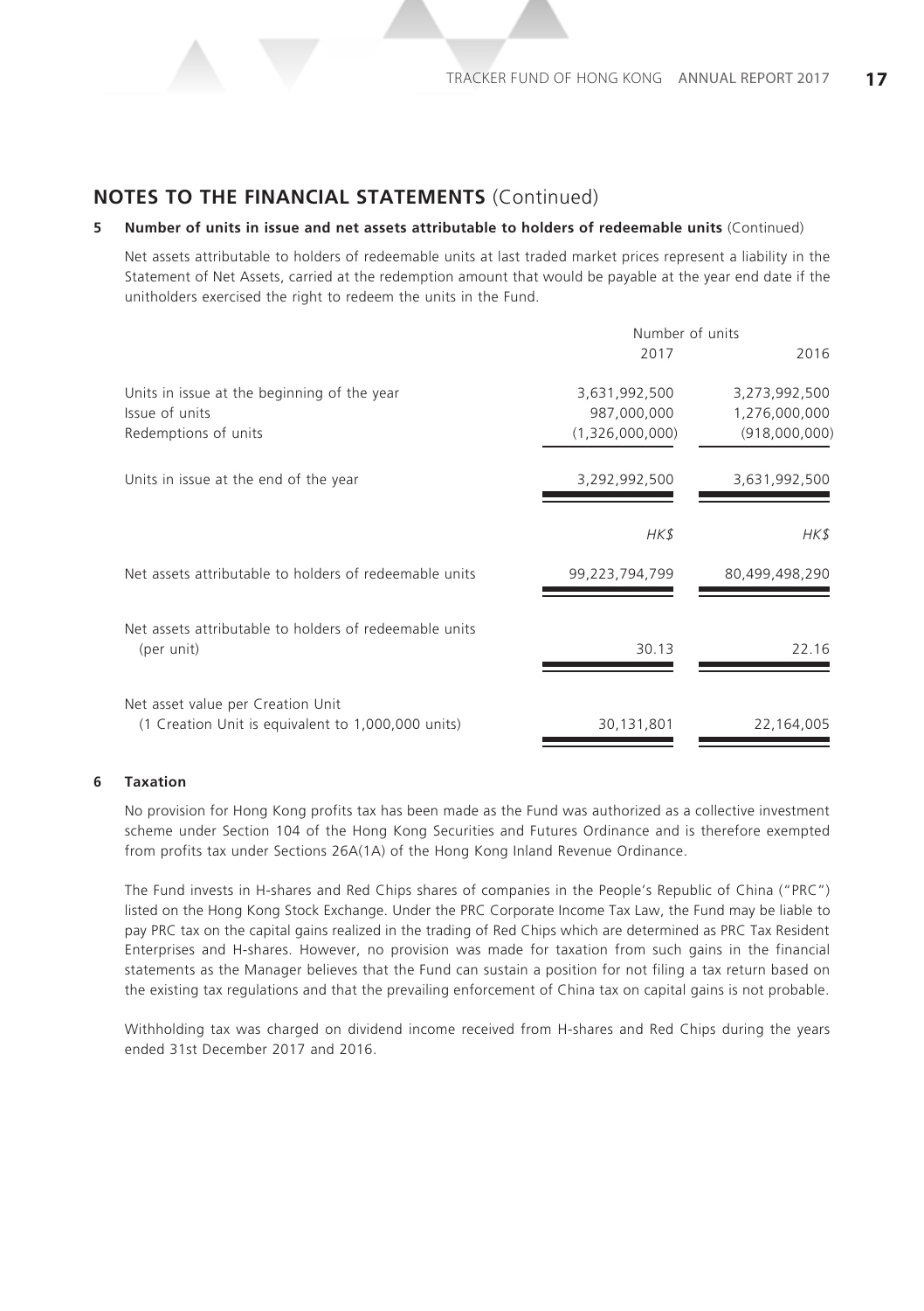## NOTES TO THE FINANCIAL STATEMENTS (Continued)

### 5 Number of units in issue and net assets attributable to holders of redeemable units (Continued)

Net assets attributable to holders of redeemable units at last traded market prices represent a liability in the Statement of Net Assets, carried at the redemption amount that would be payable at the year end date if the unitholders exercised the right to redeem the units in the Fund.

| | Number of units | |
|---|---|---|
| | 2017 | 2016 |
| Units in issue at the beginning of the year | 3,631,992,500 | 3,273,992,500 |
| Issue of units | 987,000,000 | 1,276,000,000 |
| Redemptions of units | (1,326,000,000) | (918,000,000) |
| Units in issue at the end of the year | 3,292,992,500 | 3,631,992,500 |
| | *HK$* | *HK$* |
| Net assets attributable to holders of redeemable units | 99,223,794,799 | 80,499,498,290 |
| Net assets attributable to holders of redeemable units (per unit) | 30.13 | 22.16 |
| Net asset value per Creation Unit (1 Creation Unit is equivalent to 1,000,000 units) | 30,131,801 | 22,164,005 |

### 6 Taxation

No provision for Hong Kong profits tax has been made as the Fund was authorized as a collective investment scheme under Section 104 of the Hong Kong Securities and Futures Ordinance and is therefore exempted from profits tax under Sections 26A(1A) of the Hong Kong Inland Revenue Ordinance.

The Fund invests in H-shares and Red Chips shares of companies in the People's Republic of China ("PRC") listed on the Hong Kong Stock Exchange. Under the PRC Corporate Income Tax Law, the Fund may be liable to pay PRC tax on the capital gains realized in the trading of Red Chips which are determined as PRC Tax Resident Enterprises and H-shares. However, no provision was made for taxation from such gains in the financial statements as the Manager believes that the Fund can sustain a position for not filing a tax return based on the existing tax regulations and that the prevailing enforcement of China tax on capital gains is not probable.

Withholding tax was charged on dividend income received from H-shares and Red Chips during the years ended 31st December 2017 and 2016.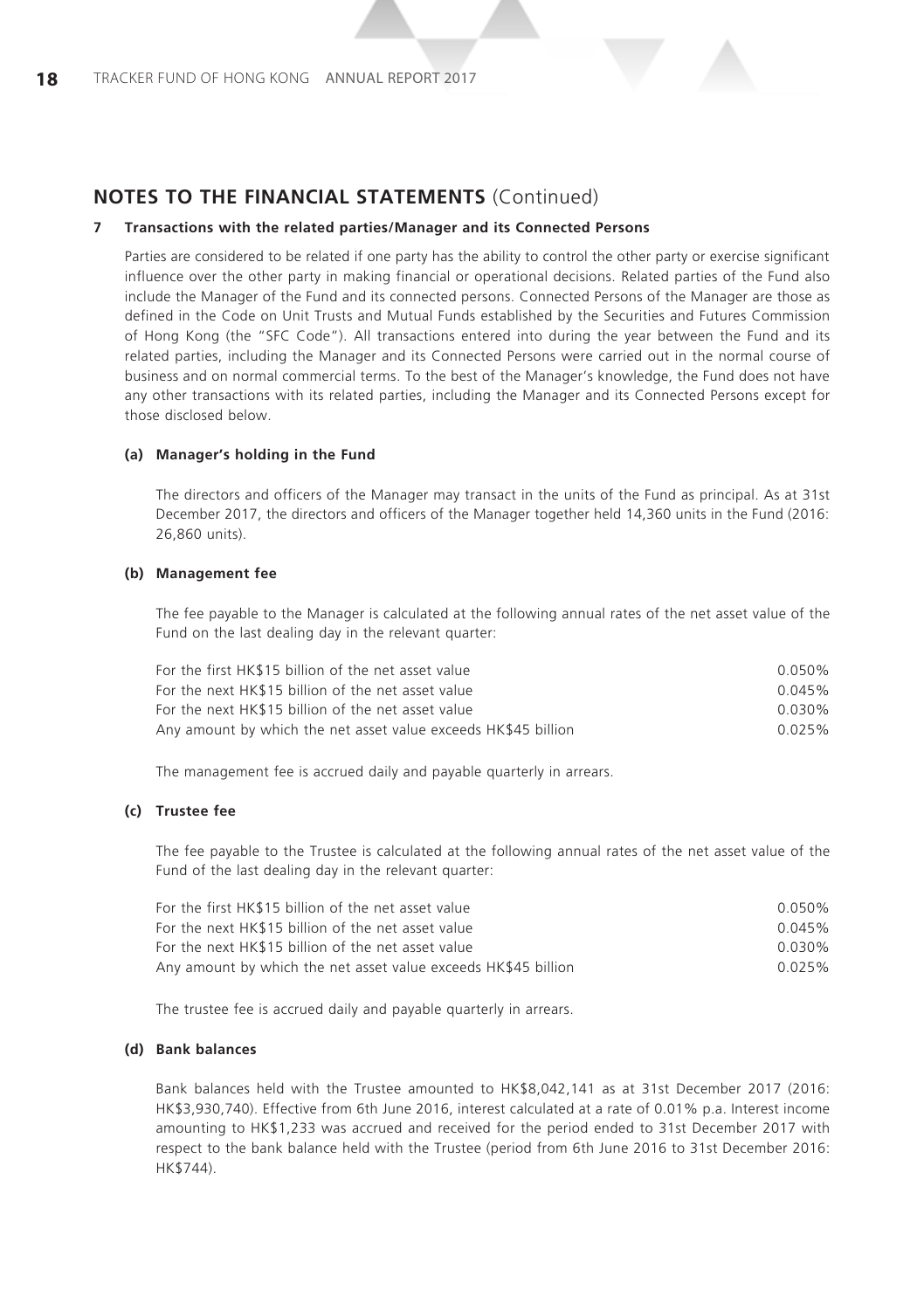## NOTES TO THE FINANCIAL STATEMENTS (Continued)

### 7 Transactions with the related parties/Manager and its Connected Persons

Parties are considered to be related if one party has the ability to control the other party or exercise significant influence over the other party in making financial or operational decisions. Related parties of the Fund also include the Manager of the Fund and its connected persons. Connected Persons of the Manager are those as defined in the Code on Unit Trusts and Mutual Funds established by the Securities and Futures Commission of Hong Kong (the "SFC Code"). All transactions entered into during the year between the Fund and its related parties, including the Manager and its Connected Persons were carried out in the normal course of business and on normal commercial terms. To the best of the Manager's knowledge, the Fund does not have any other transactions with its related parties, including the Manager and its Connected Persons except for those disclosed below.

#### (a) Manager's holding in the Fund

The directors and officers of the Manager may transact in the units of the Fund as principal. As at 31st December 2017, the directors and officers of the Manager together held 14,360 units in the Fund (2016: 26,860 units).

#### (b) Management fee

The fee payable to the Manager is calculated at the following annual rates of the net asset value of the Fund on the last dealing day in the relevant quarter:

| | |
|---|---|
| For the first HK$15 billion of the net asset value | 0.050% |
| For the next HK$15 billion of the net asset value | 0.045% |
| For the next HK$15 billion of the net asset value | 0.030% |
| Any amount by which the net asset value exceeds HK$45 billion | 0.025% |

The management fee is accrued daily and payable quarterly in arrears.

#### (c) Trustee fee

The fee payable to the Trustee is calculated at the following annual rates of the net asset value of the Fund of the last dealing day in the relevant quarter:

| | |
|---|---|
| For the first HK$15 billion of the net asset value | 0.050% |
| For the next HK$15 billion of the net asset value | 0.045% |
| For the next HK$15 billion of the net asset value | 0.030% |
| Any amount by which the net asset value exceeds HK$45 billion | 0.025% |

The trustee fee is accrued daily and payable quarterly in arrears.

#### (d) Bank balances

Bank balances held with the Trustee amounted to HK$8,042,141 as at 31st December 2017 (2016: HK$3,930,740). Effective from 6th June 2016, interest calculated at a rate of 0.01% p.a. Interest income amounting to HK$1,233 was accrued and received for the period ended to 31st December 2017 with respect to the bank balance held with the Trustee (period from 6th June 2016 to 31st December 2016: HK$744).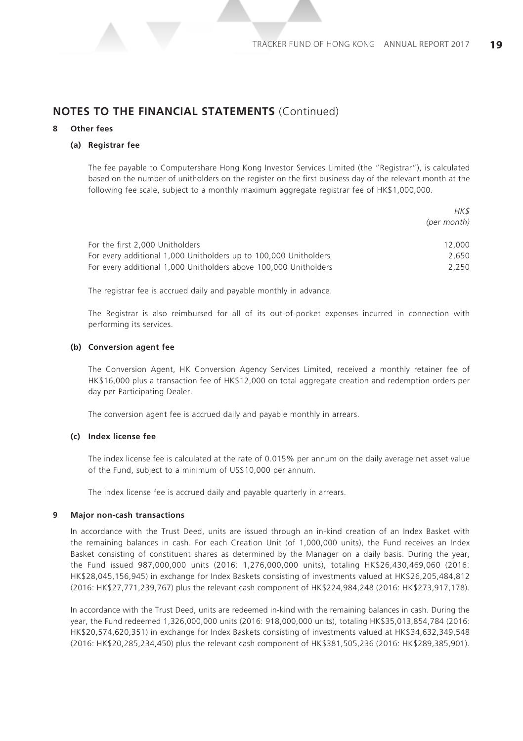# NOTES TO THE FINANCIAL STATEMENTS (Continued)

## 8 Other fees

### (a) Registrar fee

The fee payable to Computershare Hong Kong Investor Services Limited (the "Registrar"), is calculated based on the number of unitholders on the register on the first business day of the relevant month at the following fee scale, subject to a monthly maximum aggregate registrar fee of HK$1,000,000.

| | *HK$* *(per month)* |
|---|---|
| For the first 2,000 Unitholders | 12,000 |
| For every additional 1,000 Unitholders up to 100,000 Unitholders | 2,650 |
| For every additional 1,000 Unitholders above 100,000 Unitholders | 2,250 |

The registrar fee is accrued daily and payable monthly in advance.

The Registrar is also reimbursed for all of its out-of-pocket expenses incurred in connection with performing its services.

### (b) Conversion agent fee

The Conversion Agent, HK Conversion Agency Services Limited, received a monthly retainer fee of HK$16,000 plus a transaction fee of HK$12,000 on total aggregate creation and redemption orders per day per Participating Dealer.

The conversion agent fee is accrued daily and payable monthly in arrears.

### (c) Index license fee

The index license fee is calculated at the rate of 0.015% per annum on the daily average net asset value of the Fund, subject to a minimum of US$10,000 per annum.

The index license fee is accrued daily and payable quarterly in arrears.

## 9 Major non-cash transactions

In accordance with the Trust Deed, units are issued through an in-kind creation of an Index Basket with the remaining balances in cash. For each Creation Unit (of 1,000,000 units), the Fund receives an Index Basket consisting of constituent shares as determined by the Manager on a daily basis. During the year, the Fund issued 987,000,000 units (2016: 1,276,000,000 units), totaling HK$26,430,469,060 (2016: HK$28,045,156,945) in exchange for Index Baskets consisting of investments valued at HK$26,205,484,812 (2016: HK$27,771,239,767) plus the relevant cash component of HK$224,984,248 (2016: HK$273,917,178).

In accordance with the Trust Deed, units are redeemed in-kind with the remaining balances in cash. During the year, the Fund redeemed 1,326,000,000 units (2016: 918,000,000 units), totaling HK$35,013,854,784 (2016: HK$20,574,620,351) in exchange for Index Baskets consisting of investments valued at HK$34,632,349,548 (2016: HK$20,285,234,450) plus the relevant cash component of HK$381,505,236 (2016: HK$289,385,901).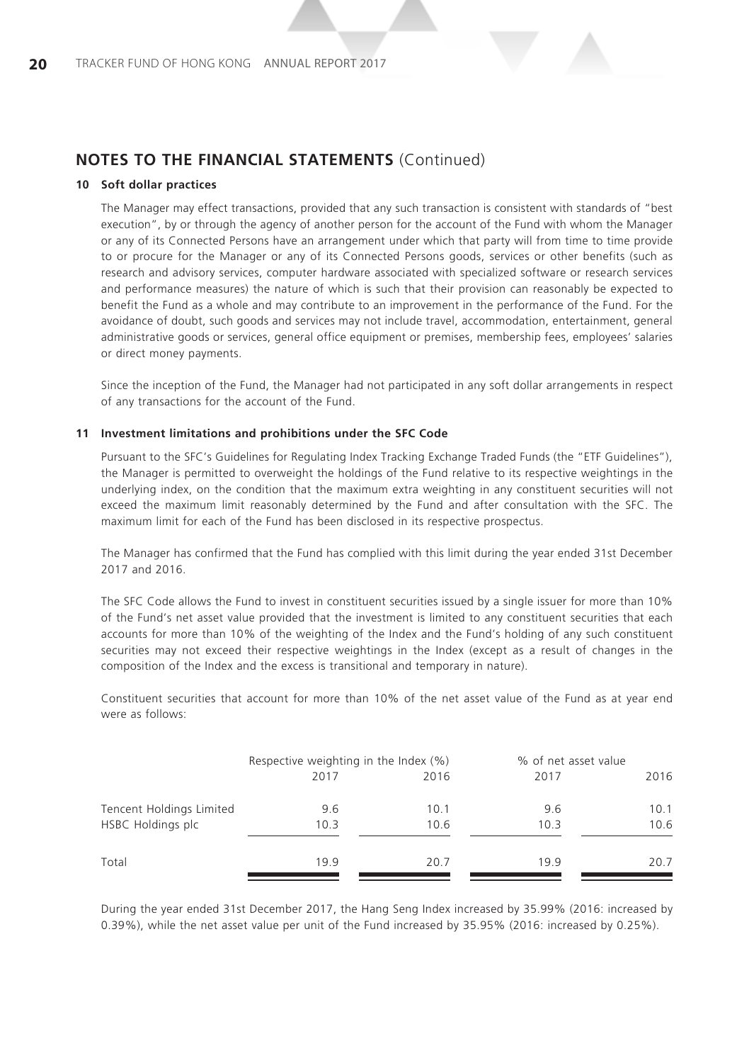## NOTES TO THE FINANCIAL STATEMENTS (Continued)

### 10 Soft dollar practices

The Manager may effect transactions, provided that any such transaction is consistent with standards of "best execution", by or through the agency of another person for the account of the Fund with whom the Manager or any of its Connected Persons have an arrangement under which that party will from time to time provide to or procure for the Manager or any of its Connected Persons goods, services or other benefits (such as research and advisory services, computer hardware associated with specialized software or research services and performance measures) the nature of which is such that their provision can reasonably be expected to benefit the Fund as a whole and may contribute to an improvement in the performance of the Fund. For the avoidance of doubt, such goods and services may not include travel, accommodation, entertainment, general administrative goods or services, general office equipment or premises, membership fees, employees' salaries or direct money payments.

Since the inception of the Fund, the Manager had not participated in any soft dollar arrangements in respect of any transactions for the account of the Fund.

### 11 Investment limitations and prohibitions under the SFC Code

Pursuant to the SFC's Guidelines for Regulating Index Tracking Exchange Traded Funds (the "ETF Guidelines"), the Manager is permitted to overweight the holdings of the Fund relative to its respective weightings in the underlying index, on the condition that the maximum extra weighting in any constituent securities will not exceed the maximum limit reasonably determined by the Fund and after consultation with the SFC. The maximum limit for each of the Fund has been disclosed in its respective prospectus.

The Manager has confirmed that the Fund has complied with this limit during the year ended 31st December 2017 and 2016.

The SFC Code allows the Fund to invest in constituent securities issued by a single issuer for more than 10% of the Fund's net asset value provided that the investment is limited to any constituent securities that each accounts for more than 10% of the weighting of the Index and the Fund's holding of any such constituent securities may not exceed their respective weightings in the Index (except as a result of changes in the composition of the Index and the excess is transitional and temporary in nature).

Constituent securities that account for more than 10% of the net asset value of the Fund as at year end were as follows:

| | Respective weighting in the Index (%) | | % of net asset value | |
|---|---|---|---|---|
| | 2017 | 2016 | 2017 | 2016 |
| Tencent Holdings Limited | 9.6 | 10.1 | 9.6 | 10.1 |
| HSBC Holdings plc | 10.3 | 10.6 | 10.3 | 10.6 |
| Total | 19.9 | 20.7 | 19.9 | 20.7 |

During the year ended 31st December 2017, the Hang Seng Index increased by 35.99% (2016: increased by 0.39%), while the net asset value per unit of the Fund increased by 35.95% (2016: increased by 0.25%).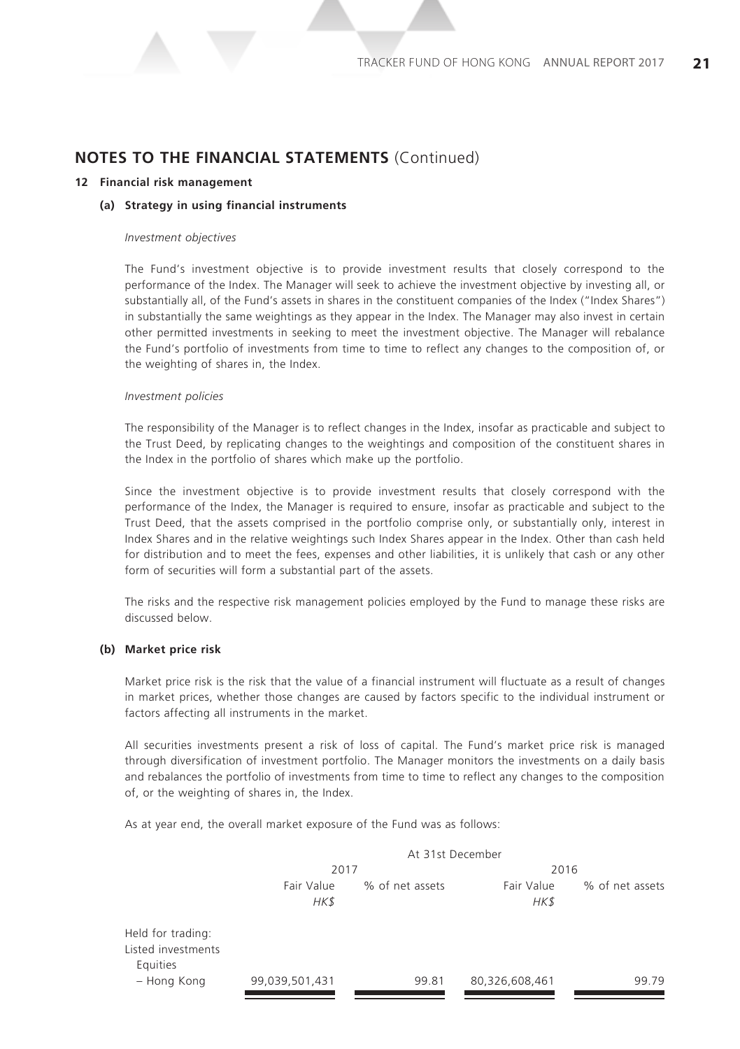## NOTES TO THE FINANCIAL STATEMENTS (Continued)

### 12 Financial risk management

#### (a) Strategy in using financial instruments

*Investment objectives*

The Fund's investment objective is to provide investment results that closely correspond to the performance of the Index. The Manager will seek to achieve the investment objective by investing all, or substantially all, of the Fund's assets in shares in the constituent companies of the Index ("Index Shares") in substantially the same weightings as they appear in the Index. The Manager may also invest in certain other permitted investments in seeking to meet the investment objective. The Manager will rebalance the Fund's portfolio of investments from time to time to reflect any changes to the composition of, or the weighting of shares in, the Index.

*Investment policies*

The responsibility of the Manager is to reflect changes in the Index, insofar as practicable and subject to the Trust Deed, by replicating changes to the weightings and composition of the constituent shares in the Index in the portfolio of shares which make up the portfolio.

Since the investment objective is to provide investment results that closely correspond with the performance of the Index, the Manager is required to ensure, insofar as practicable and subject to the Trust Deed, that the assets comprised in the portfolio comprise only, or substantially only, interest in Index Shares and in the relative weightings such Index Shares appear in the Index. Other than cash held for distribution and to meet the fees, expenses and other liabilities, it is unlikely that cash or any other form of securities will form a substantial part of the assets.

The risks and the respective risk management policies employed by the Fund to manage these risks are discussed below.

#### (b) Market price risk

Market price risk is the risk that the value of a financial instrument will fluctuate as a result of changes in market prices, whether those changes are caused by factors specific to the individual instrument or factors affecting all instruments in the market.

All securities investments present a risk of loss of capital. The Fund's market price risk is managed through diversification of investment portfolio. The Manager monitors the investments on a daily basis and rebalances the portfolio of investments from time to time to reflect any changes to the composition of, or the weighting of shares in, the Index.

As at year end, the overall market exposure of the Fund was as follows:

| | At 31st December | | | |
|---|---|---|---|---|
| | 2017 | | 2016 | |
| | Fair Value *HK$* | % of net assets | Fair Value *HK$* | % of net assets |
| Held for trading: | | | | |
| Listed investments | | | | |
| Equities | | | | |
| – Hong Kong | 99,039,501,431 | 99.81 | 80,326,608,461 | 99.79 |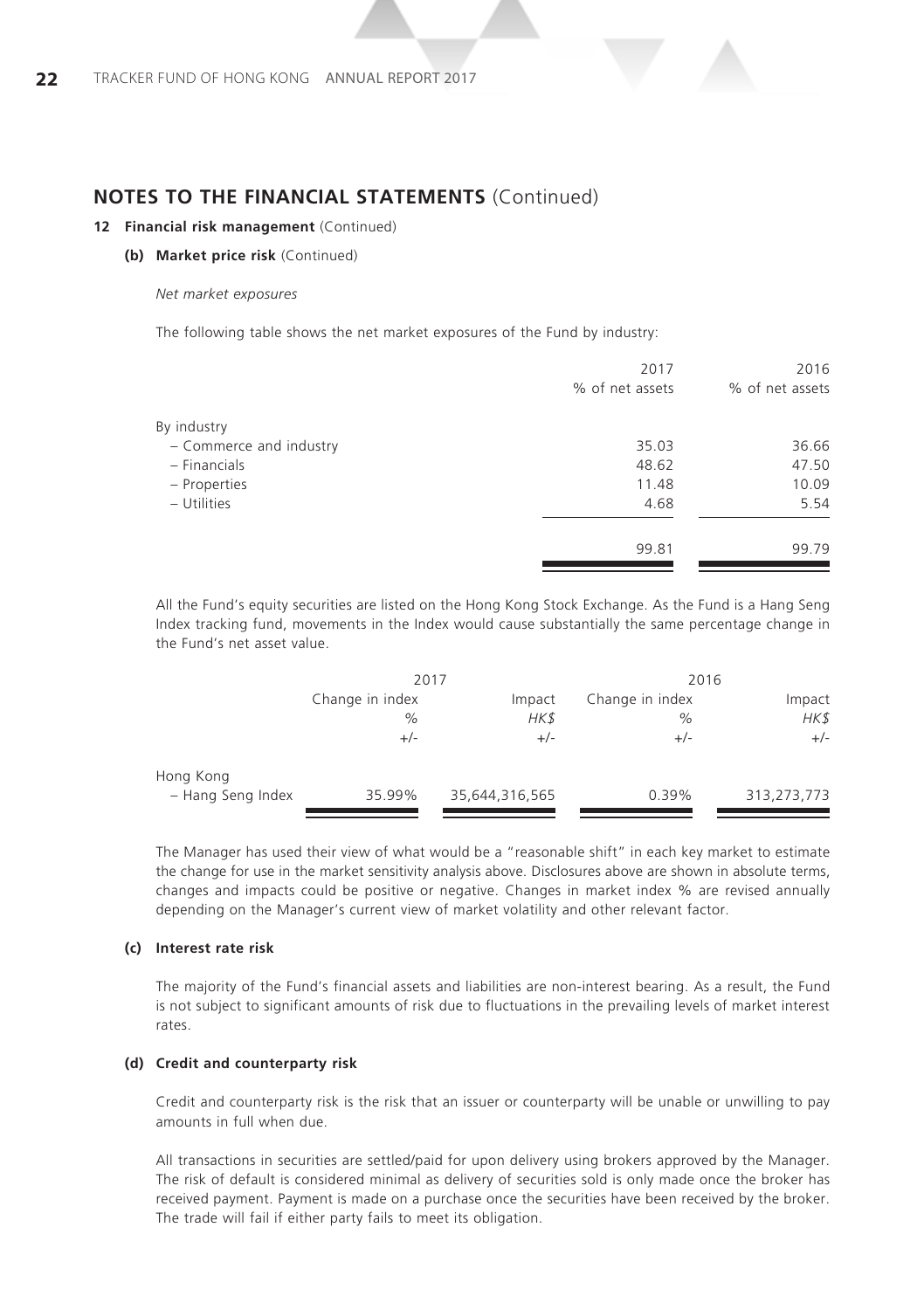## NOTES TO THE FINANCIAL STATEMENTS (Continued)

### 12 Financial risk management (Continued)

#### (b) Market price risk (Continued)

*Net market exposures*

The following table shows the net market exposures of the Fund by industry:

| | 2017 | 2016 |
|---|---|---|
| | % of net assets | % of net assets |
| By industry | | |
| – Commerce and industry | 35.03 | 36.66 |
| – Financials | 48.62 | 47.50 |
| – Properties | 11.48 | 10.09 |
| – Utilities | 4.68 | 5.54 |
| | 99.81 | 99.79 |

All the Fund's equity securities are listed on the Hong Kong Stock Exchange. As the Fund is a Hang Seng Index tracking fund, movements in the Index would cause substantially the same percentage change in the Fund's net asset value.

| | 2017 | | 2016 | |
|---|---|---|---|---|
| | Change in index | Impact | Change in index | Impact |
| | % | *HK$* | % | *HK$* |
| | +/- | +/- | +/- | +/- |
| Hong Kong | | | | |
| – Hang Seng Index | 35.99% | 35,644,316,565 | 0.39% | 313,273,773 |

The Manager has used their view of what would be a "reasonable shift" in each key market to estimate the change for use in the market sensitivity analysis above. Disclosures above are shown in absolute terms, changes and impacts could be positive or negative. Changes in market index % are revised annually depending on the Manager's current view of market volatility and other relevant factor.

#### (c) Interest rate risk

The majority of the Fund's financial assets and liabilities are non-interest bearing. As a result, the Fund is not subject to significant amounts of risk due to fluctuations in the prevailing levels of market interest rates.

#### (d) Credit and counterparty risk

Credit and counterparty risk is the risk that an issuer or counterparty will be unable or unwilling to pay amounts in full when due.

All transactions in securities are settled/paid for upon delivery using brokers approved by the Manager. The risk of default is considered minimal as delivery of securities sold is only made once the broker has received payment. Payment is made on a purchase once the securities have been received by the broker. The trade will fail if either party fails to meet its obligation.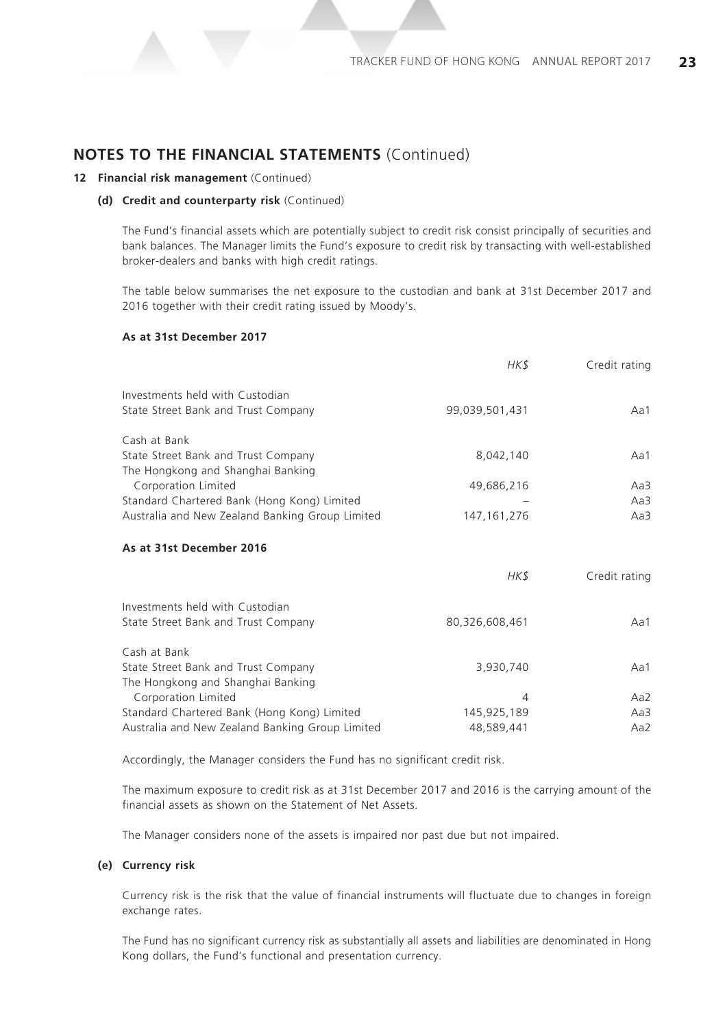# NOTES TO THE FINANCIAL STATEMENTS (Continued)

## 12 Financial risk management (Continued)

### (d) Credit and counterparty risk (Continued)

The Fund's financial assets which are potentially subject to credit risk consist principally of securities and bank balances. The Manager limits the Fund's exposure to credit risk by transacting with well-established broker-dealers and banks with high credit ratings.

The table below summarises the net exposure to the custodian and bank at 31st December 2017 and 2016 together with their credit rating issued by Moody's.

**As at 31st December 2017**

| | *HK$* | Credit rating |
|---|---|---|
| Investments held with Custodian | | |
| State Street Bank and Trust Company | 99,039,501,431 | Aa1 |
| Cash at Bank | | |
| State Street Bank and Trust Company | 8,042,140 | Aa1 |
| The Hongkong and Shanghai Banking Corporation Limited | 49,686,216 | Aa3 |
| Standard Chartered Bank (Hong Kong) Limited | – | Aa3 |
| Australia and New Zealand Banking Group Limited | 147,161,276 | Aa3 |

**As at 31st December 2016**

| | *HK$* | Credit rating |
|---|---|---|
| Investments held with Custodian | | |
| State Street Bank and Trust Company | 80,326,608,461 | Aa1 |
| Cash at Bank | | |
| State Street Bank and Trust Company | 3,930,740 | Aa1 |
| The Hongkong and Shanghai Banking Corporation Limited | 4 | Aa2 |
| Standard Chartered Bank (Hong Kong) Limited | 145,925,189 | Aa3 |
| Australia and New Zealand Banking Group Limited | 48,589,441 | Aa2 |

Accordingly, the Manager considers the Fund has no significant credit risk.

The maximum exposure to credit risk as at 31st December 2017 and 2016 is the carrying amount of the financial assets as shown on the Statement of Net Assets.

The Manager considers none of the assets is impaired nor past due but not impaired.

### (e) Currency risk

Currency risk is the risk that the value of financial instruments will fluctuate due to changes in foreign exchange rates.

The Fund has no significant currency risk as substantially all assets and liabilities are denominated in Hong Kong dollars, the Fund's functional and presentation currency.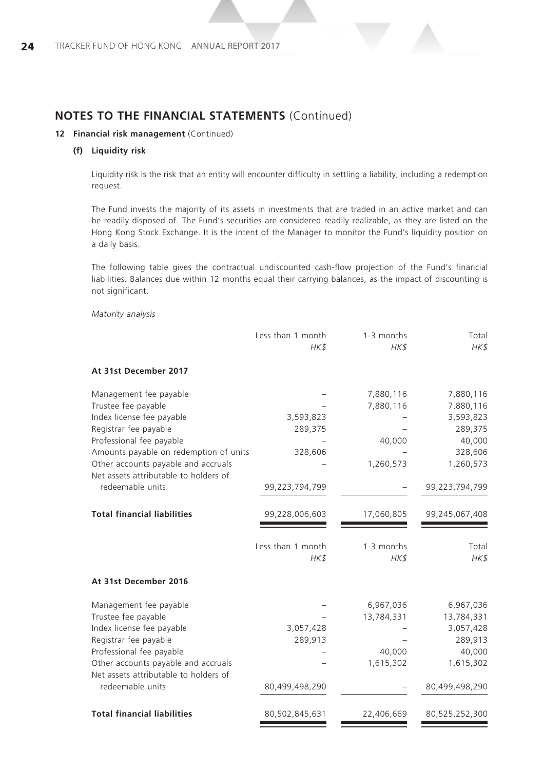## NOTES TO THE FINANCIAL STATEMENTS (Continued)

### 12 Financial risk management (Continued)

#### (f) Liquidity risk

Liquidity risk is the risk that an entity will encounter difficulty in settling a liability, including a redemption request.

The Fund invests the majority of its assets in investments that are traded in an active market and can be readily disposed of. The Fund's securities are considered readily realizable, as they are listed on the Hong Kong Stock Exchange. It is the intent of the Manager to monitor the Fund's liquidity position on a daily basis.

The following table gives the contractual undiscounted cash-flow projection of the Fund's financial liabilities. Balances due within 12 months equal their carrying balances, as the impact of discounting is not significant.

*Maturity analysis*

| | Less than 1 month HK$ | 1-3 months HK$ | Total HK$ |
|---|---|---|---|
| **At 31st December 2017** | | | |
| Management fee payable | – | 7,880,116 | 7,880,116 |
| Trustee fee payable | – | 7,880,116 | 7,880,116 |
| Index license fee payable | 3,593,823 | – | 3,593,823 |
| Registrar fee payable | 289,375 | – | 289,375 |
| Professional fee payable | – | 40,000 | 40,000 |
| Amounts payable on redemption of units | 328,606 | – | 328,606 |
| Other accounts payable and accruals | – | 1,260,573 | 1,260,573 |
| Net assets attributable to holders of redeemable units | 99,223,794,799 | – | 99,223,794,799 |
| **Total financial liabilities** | 99,228,006,603 | 17,060,805 | 99,245,067,408 |

| | Less than 1 month HK$ | 1-3 months HK$ | Total HK$ |
|---|---|---|---|
| **At 31st December 2016** | | | |
| Management fee payable | – | 6,967,036 | 6,967,036 |
| Trustee fee payable | – | 13,784,331 | 13,784,331 |
| Index license fee payable | 3,057,428 | – | 3,057,428 |
| Registrar fee payable | 289,913 | – | 289,913 |
| Professional fee payable | – | 40,000 | 40,000 |
| Other accounts payable and accruals | – | 1,615,302 | 1,615,302 |
| Net assets attributable to holders of redeemable units | 80,499,498,290 | – | 80,499,498,290 |
| **Total financial liabilities** | 80,502,845,631 | 22,406,669 | 80,525,252,300 |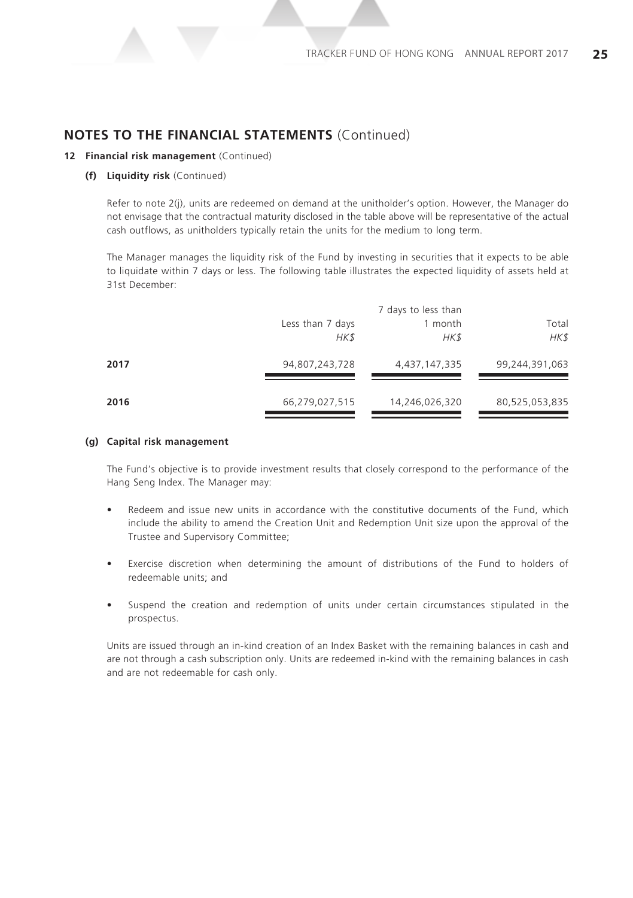## NOTES TO THE FINANCIAL STATEMENTS (Continued)

**12 Financial risk management** (Continued)

**(f) Liquidity risk** (Continued)

Refer to note 2(j), units are redeemed on demand at the unitholder's option. However, the Manager do not envisage that the contractual maturity disclosed in the table above will be representative of the actual cash outflows, as unitholders typically retain the units for the medium to long term.

The Manager manages the liquidity risk of the Fund by investing in securities that it expects to be able to liquidate within 7 days or less. The following table illustrates the expected liquidity of assets held at 31st December:

| | Less than 7 days | 7 days to less than 1 month | Total |
|---|---|---|---|
| | *HK$* | *HK$* | *HK$* |
| **2017** | 94,807,243,728 | 4,437,147,335 | 99,244,391,063 |
| **2016** | 66,279,027,515 | 14,246,026,320 | 80,525,053,835 |

**(g) Capital risk management**

The Fund's objective is to provide investment results that closely correspond to the performance of the Hang Seng Index. The Manager may:

- Redeem and issue new units in accordance with the constitutive documents of the Fund, which include the ability to amend the Creation Unit and Redemption Unit size upon the approval of the Trustee and Supervisory Committee;
- Exercise discretion when determining the amount of distributions of the Fund to holders of redeemable units; and
- Suspend the creation and redemption of units under certain circumstances stipulated in the prospectus.

Units are issued through an in-kind creation of an Index Basket with the remaining balances in cash and are not through a cash subscription only. Units are redeemed in-kind with the remaining balances in cash and are not redeemable for cash only.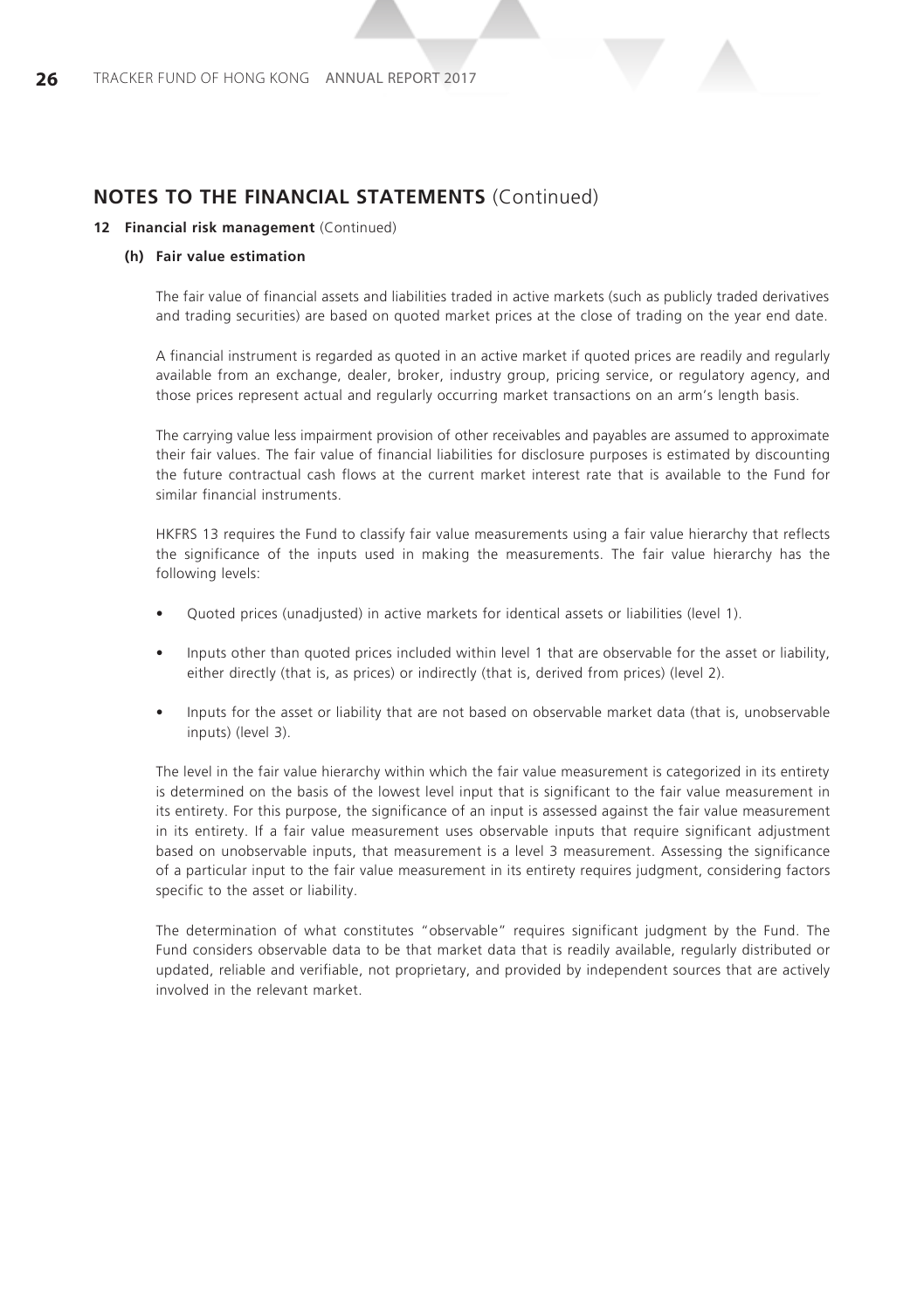## NOTES TO THE FINANCIAL STATEMENTS (Continued)

### 12 Financial risk management (Continued)

#### (h) Fair value estimation

The fair value of financial assets and liabilities traded in active markets (such as publicly traded derivatives and trading securities) are based on quoted market prices at the close of trading on the year end date.

A financial instrument is regarded as quoted in an active market if quoted prices are readily and regularly available from an exchange, dealer, broker, industry group, pricing service, or regulatory agency, and those prices represent actual and regularly occurring market transactions on an arm's length basis.

The carrying value less impairment provision of other receivables and payables are assumed to approximate their fair values. The fair value of financial liabilities for disclosure purposes is estimated by discounting the future contractual cash flows at the current market interest rate that is available to the Fund for similar financial instruments.

HKFRS 13 requires the Fund to classify fair value measurements using a fair value hierarchy that reflects the significance of the inputs used in making the measurements. The fair value hierarchy has the following levels:

- Quoted prices (unadjusted) in active markets for identical assets or liabilities (level 1).
- Inputs other than quoted prices included within level 1 that are observable for the asset or liability, either directly (that is, as prices) or indirectly (that is, derived from prices) (level 2).
- Inputs for the asset or liability that are not based on observable market data (that is, unobservable inputs) (level 3).

The level in the fair value hierarchy within which the fair value measurement is categorized in its entirety is determined on the basis of the lowest level input that is significant to the fair value measurement in its entirety. For this purpose, the significance of an input is assessed against the fair value measurement in its entirety. If a fair value measurement uses observable inputs that require significant adjustment based on unobservable inputs, that measurement is a level 3 measurement. Assessing the significance of a particular input to the fair value measurement in its entirety requires judgment, considering factors specific to the asset or liability.

The determination of what constitutes "observable" requires significant judgment by the Fund. The Fund considers observable data to be that market data that is readily available, regularly distributed or updated, reliable and verifiable, not proprietary, and provided by independent sources that are actively involved in the relevant market.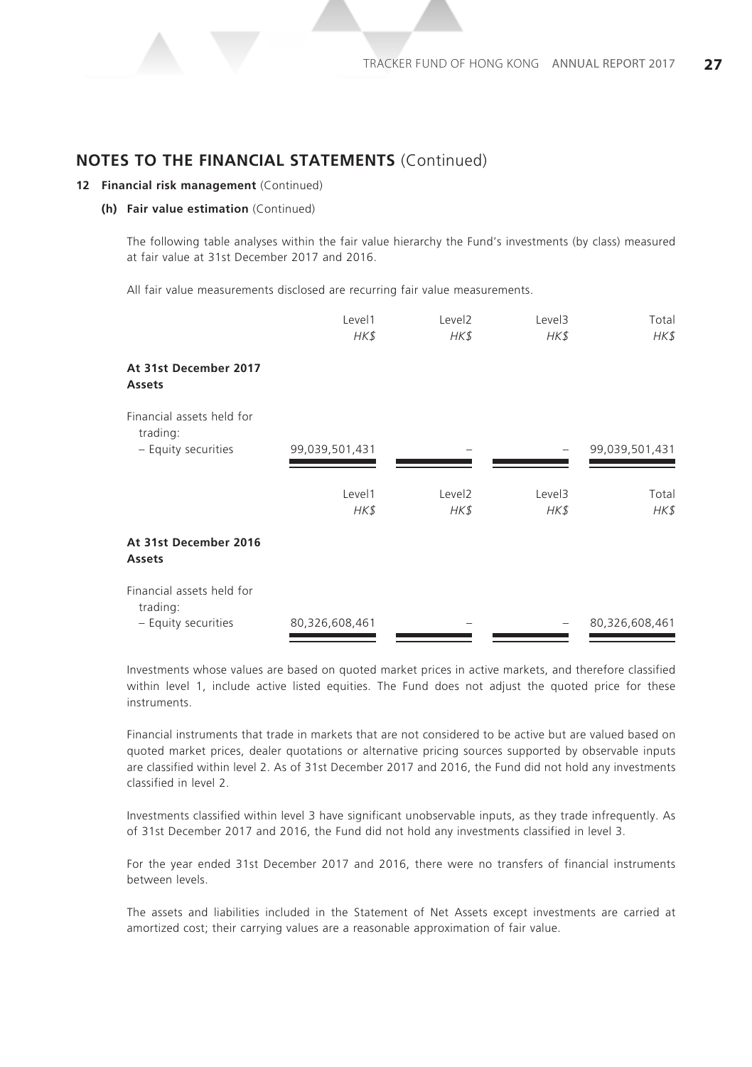## NOTES TO THE FINANCIAL STATEMENTS (Continued)

**12 Financial risk management** (Continued)

**(h) Fair value estimation** (Continued)

The following table analyses within the fair value hierarchy the Fund's investments (by class) measured at fair value at 31st December 2017 and 2016.

All fair value measurements disclosed are recurring fair value measurements.

| | Level1<br>*HK$* | Level2<br>*HK$* | Level3<br>*HK$* | Total<br>*HK$* |
|---|---|---|---|---|
| **At 31st December 2017** | | | | |
| **Assets** | | | | |
| Financial assets held for trading: | | | | |
| – Equity securities | 99,039,501,431 | – | – | 99,039,501,431 |

| | Level1<br>*HK$* | Level2<br>*HK$* | Level3<br>*HK$* | Total<br>*HK$* |
|---|---|---|---|---|
| **At 31st December 2016** | | | | |
| **Assets** | | | | |
| Financial assets held for trading: | | | | |
| – Equity securities | 80,326,608,461 | – | – | 80,326,608,461 |

Investments whose values are based on quoted market prices in active markets, and therefore classified within level 1, include active listed equities. The Fund does not adjust the quoted price for these instruments.

Financial instruments that trade in markets that are not considered to be active but are valued based on quoted market prices, dealer quotations or alternative pricing sources supported by observable inputs are classified within level 2. As of 31st December 2017 and 2016, the Fund did not hold any investments classified in level 2.

Investments classified within level 3 have significant unobservable inputs, as they trade infrequently. As of 31st December 2017 and 2016, the Fund did not hold any investments classified in level 3.

For the year ended 31st December 2017 and 2016, there were no transfers of financial instruments between levels.

The assets and liabilities included in the Statement of Net Assets except investments are carried at amortized cost; their carrying values are a reasonable approximation of fair value.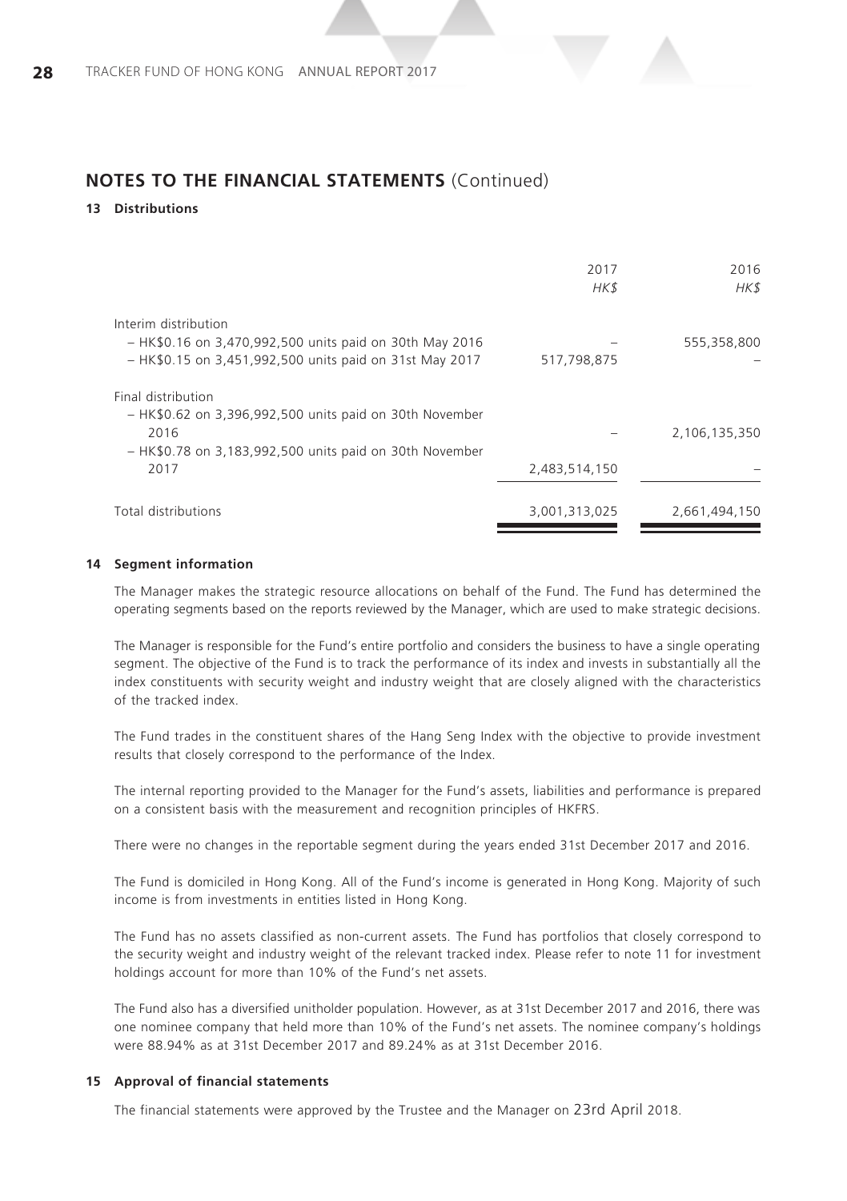## NOTES TO THE FINANCIAL STATEMENTS (Continued)

### 13 Distributions

| | 2017 HK$ | 2016 HK$ |
|---|---|---|
| Interim distribution | | |
| – HK$0.16 on 3,470,992,500 units paid on 30th May 2016 | – | 555,358,800 |
| – HK$0.15 on 3,451,992,500 units paid on 31st May 2017 | 517,798,875 | – |
| Final distribution | | |
| – HK$0.62 on 3,396,992,500 units paid on 30th November 2016 | – | 2,106,135,350 |
| – HK$0.78 on 3,183,992,500 units paid on 30th November 2017 | 2,483,514,150 | – |
| Total distributions | 3,001,313,025 | 2,661,494,150 |

### 14 Segment information

The Manager makes the strategic resource allocations on behalf of the Fund. The Fund has determined the operating segments based on the reports reviewed by the Manager, which are used to make strategic decisions.

The Manager is responsible for the Fund's entire portfolio and considers the business to have a single operating segment. The objective of the Fund is to track the performance of its index and invests in substantially all the index constituents with security weight and industry weight that are closely aligned with the characteristics of the tracked index.

The Fund trades in the constituent shares of the Hang Seng Index with the objective to provide investment results that closely correspond to the performance of the Index.

The internal reporting provided to the Manager for the Fund's assets, liabilities and performance is prepared on a consistent basis with the measurement and recognition principles of HKFRS.

There were no changes in the reportable segment during the years ended 31st December 2017 and 2016.

The Fund is domiciled in Hong Kong. All of the Fund's income is generated in Hong Kong. Majority of such income is from investments in entities listed in Hong Kong.

The Fund has no assets classified as non-current assets. The Fund has portfolios that closely correspond to the security weight and industry weight of the relevant tracked index. Please refer to note 11 for investment holdings account for more than 10% of the Fund's net assets.

The Fund also has a diversified unitholder population. However, as at 31st December 2017 and 2016, there was one nominee company that held more than 10% of the Fund's net assets. The nominee company's holdings were 88.94% as at 31st December 2017 and 89.24% as at 31st December 2016.

### 15 Approval of financial statements

The financial statements were approved by the Trustee and the Manager on 23rd April 2018.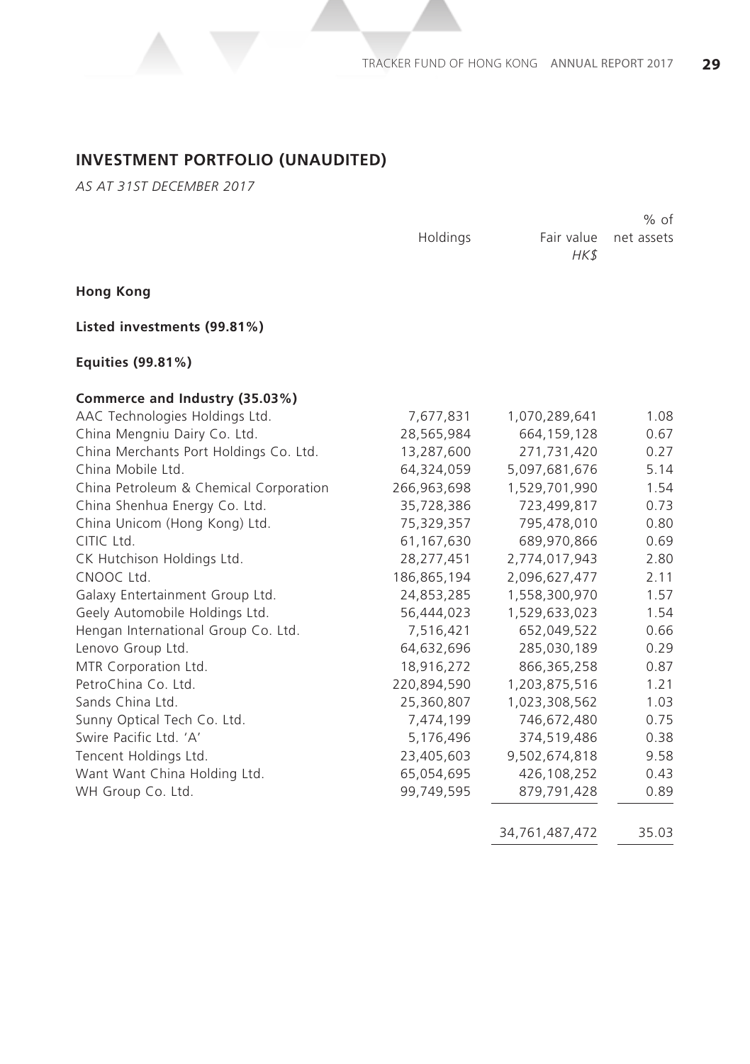# INVESTMENT PORTFOLIO (UNAUDITED)

*AS AT 31ST DECEMBER 2017*

| | Holdings | Fair value *HK$* | % of net assets |
|---|---|---|---|
| **Hong Kong** | | | |
| **Listed investments (99.81%)** | | | |
| **Equities (99.81%)** | | | |
| **Commerce and Industry (35.03%)** | | | |
| AAC Technologies Holdings Ltd. | 7,677,831 | 1,070,289,641 | 1.08 |
| China Mengniu Dairy Co. Ltd. | 28,565,984 | 664,159,128 | 0.67 |
| China Merchants Port Holdings Co. Ltd. | 13,287,600 | 271,731,420 | 0.27 |
| China Mobile Ltd. | 64,324,059 | 5,097,681,676 | 5.14 |
| China Petroleum & Chemical Corporation | 266,963,698 | 1,529,701,990 | 1.54 |
| China Shenhua Energy Co. Ltd. | 35,728,386 | 723,499,817 | 0.73 |
| China Unicom (Hong Kong) Ltd. | 75,329,357 | 795,478,010 | 0.80 |
| CITIC Ltd. | 61,167,630 | 689,970,866 | 0.69 |
| CK Hutchison Holdings Ltd. | 28,277,451 | 2,774,017,943 | 2.80 |
| CNOOC Ltd. | 186,865,194 | 2,096,627,477 | 2.11 |
| Galaxy Entertainment Group Ltd. | 24,853,285 | 1,558,300,970 | 1.57 |
| Geely Automobile Holdings Ltd. | 56,444,023 | 1,529,633,023 | 1.54 |
| Hengan International Group Co. Ltd. | 7,516,421 | 652,049,522 | 0.66 |
| Lenovo Group Ltd. | 64,632,696 | 285,030,189 | 0.29 |
| MTR Corporation Ltd. | 18,916,272 | 866,365,258 | 0.87 |
| PetroChina Co. Ltd. | 220,894,590 | 1,203,875,516 | 1.21 |
| Sands China Ltd. | 25,360,807 | 1,023,308,562 | 1.03 |
| Sunny Optical Tech Co. Ltd. | 7,474,199 | 746,672,480 | 0.75 |
| Swire Pacific Ltd. 'A' | 5,176,496 | 374,519,486 | 0.38 |
| Tencent Holdings Ltd. | 23,405,603 | 9,502,674,818 | 9.58 |
| Want Want China Holding Ltd. | 65,054,695 | 426,108,252 | 0.43 |
| WH Group Co. Ltd. | 99,749,595 | 879,791,428 | 0.89 |
| | | 34,761,487,472 | 35.03 |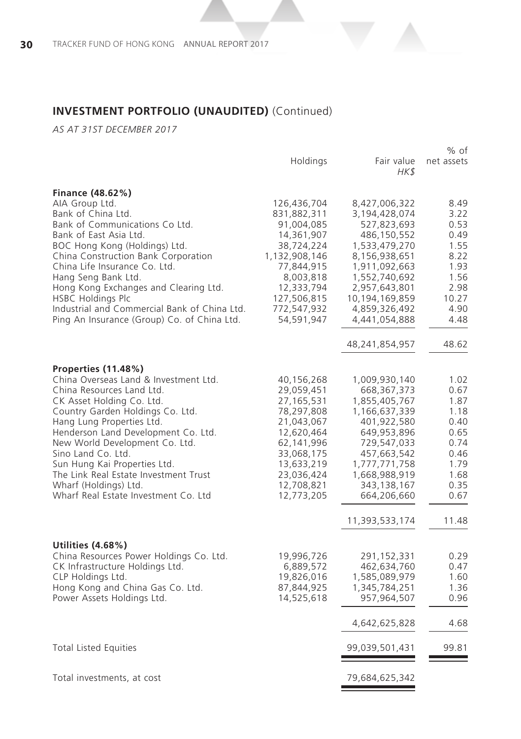## INVESTMENT PORTFOLIO (UNAUDITED) (Continued)

*AS AT 31ST DECEMBER 2017*

| | Holdings | Fair value *HK$* | % of net assets |
|---|---|---|---|
| **Finance (48.62%)** | | | |
| AIA Group Ltd. | 126,436,704 | 8,427,006,322 | 8.49 |
| Bank of China Ltd. | 831,882,311 | 3,194,428,074 | 3.22 |
| Bank of Communications Co Ltd. | 91,004,085 | 527,823,693 | 0.53 |
| Bank of East Asia Ltd. | 14,361,907 | 486,150,552 | 0.49 |
| BOC Hong Kong (Holdings) Ltd. | 38,724,224 | 1,533,479,270 | 1.55 |
| China Construction Bank Corporation | 1,132,908,146 | 8,156,938,651 | 8.22 |
| China Life Insurance Co. Ltd. | 77,844,915 | 1,911,092,663 | 1.93 |
| Hang Seng Bank Ltd. | 8,003,818 | 1,552,740,692 | 1.56 |
| Hong Kong Exchanges and Clearing Ltd. | 12,333,794 | 2,957,643,801 | 2.98 |
| HSBC Holdings Plc | 127,506,815 | 10,194,169,859 | 10.27 |
| Industrial and Commercial Bank of China Ltd. | 772,547,932 | 4,859,326,492 | 4.90 |
| Ping An Insurance (Group) Co. of China Ltd. | 54,591,947 | 4,441,054,888 | 4.48 |
| | | 48,241,854,957 | 48.62 |
| **Properties (11.48%)** | | | |
| China Overseas Land & Investment Ltd. | 40,156,268 | 1,009,930,140 | 1.02 |
| China Resources Land Ltd. | 29,059,451 | 668,367,373 | 0.67 |
| CK Asset Holding Co. Ltd. | 27,165,531 | 1,855,405,767 | 1.87 |
| Country Garden Holdings Co. Ltd. | 78,297,808 | 1,166,637,339 | 1.18 |
| Hang Lung Properties Ltd. | 21,043,067 | 401,922,580 | 0.40 |
| Henderson Land Development Co. Ltd. | 12,620,464 | 649,953,896 | 0.65 |
| New World Development Co. Ltd. | 62,141,996 | 729,547,033 | 0.74 |
| Sino Land Co. Ltd. | 33,068,175 | 457,663,542 | 0.46 |
| Sun Hung Kai Properties Ltd. | 13,633,219 | 1,777,771,758 | 1.79 |
| The Link Real Estate Investment Trust | 23,036,424 | 1,668,988,919 | 1.68 |
| Wharf (Holdings) Ltd. | 12,708,821 | 343,138,167 | 0.35 |
| Wharf Real Estate Investment Co. Ltd | 12,773,205 | 664,206,660 | 0.67 |
| | | 11,393,533,174 | 11.48 |
| **Utilities (4.68%)** | | | |
| China Resources Power Holdings Co. Ltd. | 19,996,726 | 291,152,331 | 0.29 |
| CK Infrastructure Holdings Ltd. | 6,889,572 | 462,634,760 | 0.47 |
| CLP Holdings Ltd. | 19,826,016 | 1,585,089,979 | 1.60 |
| Hong Kong and China Gas Co. Ltd. | 87,844,925 | 1,345,784,251 | 1.36 |
| Power Assets Holdings Ltd. | 14,525,618 | 957,964,507 | 0.96 |
| | | 4,642,625,828 | 4.68 |
| Total Listed Equities | | 99,039,501,431 | 99.81 |
| Total investments, at cost | | 79,684,625,342 | |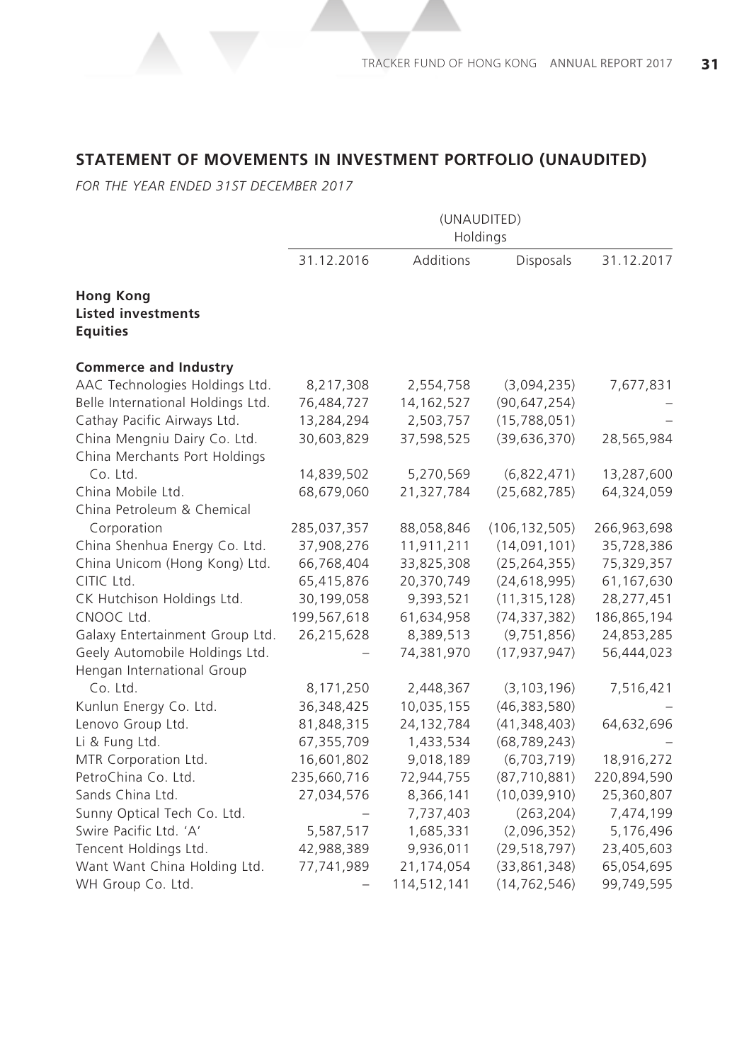## STATEMENT OF MOVEMENTS IN INVESTMENT PORTFOLIO (UNAUDITED)

*FOR THE YEAR ENDED 31ST DECEMBER 2017*

| | (UNAUDITED) Holdings | | | |
|---|---|---|---|---|
| | 31.12.2016 | Additions | Disposals | 31.12.2017 |
| **Hong Kong** | | | | |
| **Listed investments** | | | | |
| **Equities** | | | | |
| **Commerce and Industry** | | | | |
| AAC Technologies Holdings Ltd. | 8,217,308 | 2,554,758 | (3,094,235) | 7,677,831 |
| Belle International Holdings Ltd. | 76,484,727 | 14,162,527 | (90,647,254) | – |
| Cathay Pacific Airways Ltd. | 13,284,294 | 2,503,757 | (15,788,051) | – |
| China Mengniu Dairy Co. Ltd. | 30,603,829 | 37,598,525 | (39,636,370) | 28,565,984 |
| China Merchants Port Holdings Co. Ltd. | 14,839,502 | 5,270,569 | (6,822,471) | 13,287,600 |
| China Mobile Ltd. | 68,679,060 | 21,327,784 | (25,682,785) | 64,324,059 |
| China Petroleum & Chemical Corporation | 285,037,357 | 88,058,846 | (106,132,505) | 266,963,698 |
| China Shenhua Energy Co. Ltd. | 37,908,276 | 11,911,211 | (14,091,101) | 35,728,386 |
| China Unicom (Hong Kong) Ltd. | 66,768,404 | 33,825,308 | (25,264,355) | 75,329,357 |
| CITIC Ltd. | 65,415,876 | 20,370,749 | (24,618,995) | 61,167,630 |
| CK Hutchison Holdings Ltd. | 30,199,058 | 9,393,521 | (11,315,128) | 28,277,451 |
| CNOOC Ltd. | 199,567,618 | 61,634,958 | (74,337,382) | 186,865,194 |
| Galaxy Entertainment Group Ltd. | 26,215,628 | 8,389,513 | (9,751,856) | 24,853,285 |
| Geely Automobile Holdings Ltd. | – | 74,381,970 | (17,937,947) | 56,444,023 |
| Hengan International Group Co. Ltd. | 8,171,250 | 2,448,367 | (3,103,196) | 7,516,421 |
| Kunlun Energy Co. Ltd. | 36,348,425 | 10,035,155 | (46,383,580) | – |
| Lenovo Group Ltd. | 81,848,315 | 24,132,784 | (41,348,403) | 64,632,696 |
| Li & Fung Ltd. | 67,355,709 | 1,433,534 | (68,789,243) | – |
| MTR Corporation Ltd. | 16,601,802 | 9,018,189 | (6,703,719) | 18,916,272 |
| PetroChina Co. Ltd. | 235,660,716 | 72,944,755 | (87,710,881) | 220,894,590 |
| Sands China Ltd. | 27,034,576 | 8,366,141 | (10,039,910) | 25,360,807 |
| Sunny Optical Tech Co. Ltd. | – | 7,737,403 | (263,204) | 7,474,199 |
| Swire Pacific Ltd. 'A' | 5,587,517 | 1,685,331 | (2,096,352) | 5,176,496 |
| Tencent Holdings Ltd. | 42,988,389 | 9,936,011 | (29,518,797) | 23,405,603 |
| Want Want China Holding Ltd. | 77,741,989 | 21,174,054 | (33,861,348) | 65,054,695 |
| WH Group Co. Ltd. | – | 114,512,141 | (14,762,546) | 99,749,595 |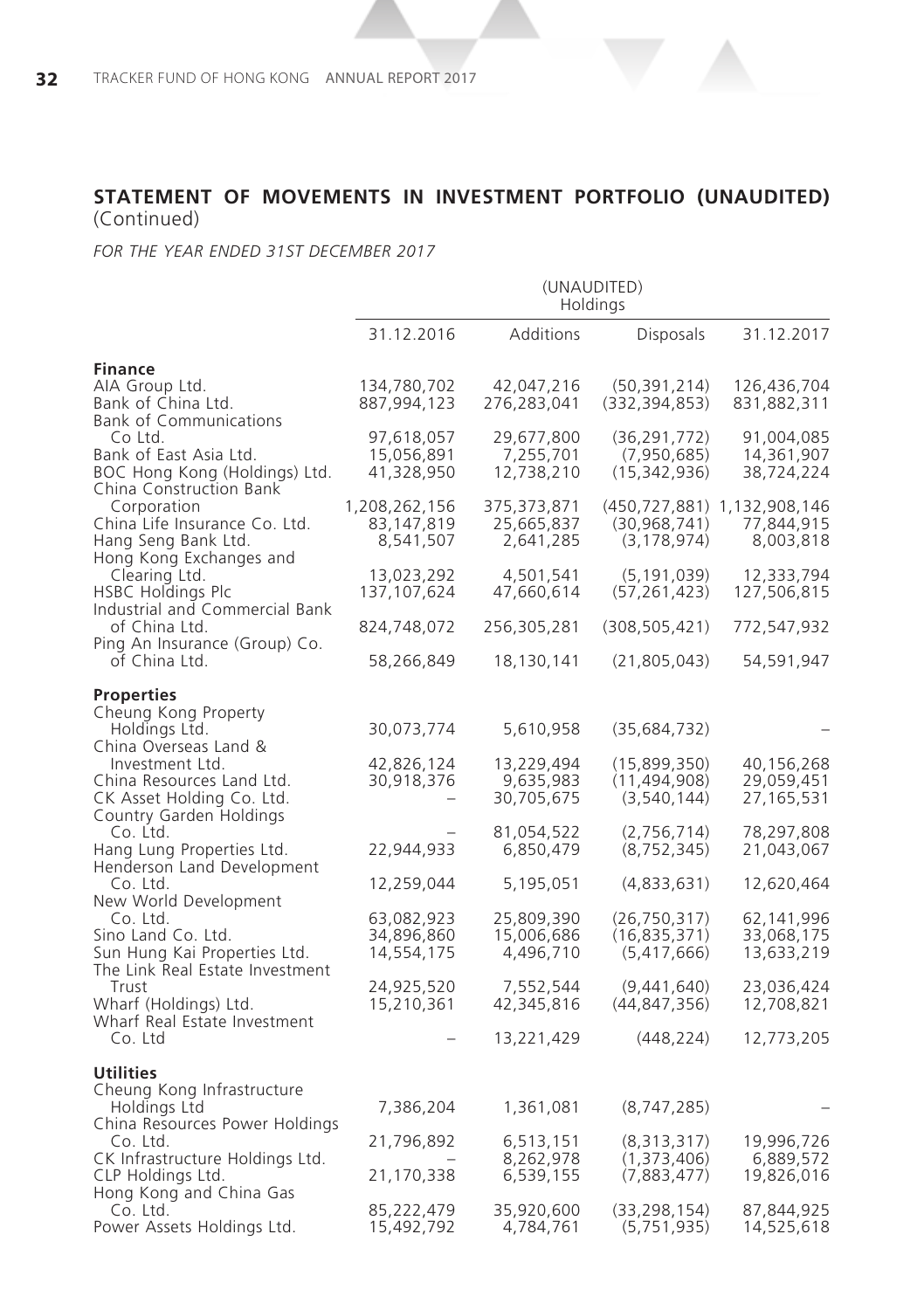## STATEMENT OF MOVEMENTS IN INVESTMENT PORTFOLIO (UNAUDITED)
(Continued)

*FOR THE YEAR ENDED 31ST DECEMBER 2017*

| | (UNAUDITED) Holdings | | | |
|---|---|---|---|---|
| | 31.12.2016 | Additions | Disposals | 31.12.2017 |
| **Finance** | | | | |
| AIA Group Ltd. | 134,780,702 | 42,047,216 | (50,391,214) | 126,436,704 |
| Bank of China Ltd. | 887,994,123 | 276,283,041 | (332,394,853) | 831,882,311 |
| Bank of Communications Co Ltd. | 97,618,057 | 29,677,800 | (36,291,772) | 91,004,085 |
| Bank of East Asia Ltd. | 15,056,891 | 7,255,701 | (7,950,685) | 14,361,907 |
| BOC Hong Kong (Holdings) Ltd. | 41,328,950 | 12,738,210 | (15,342,936) | 38,724,224 |
| China Construction Bank Corporation | 1,208,262,156 | 375,373,871 | (450,727,881) | 1,132,908,146 |
| China Life Insurance Co. Ltd. | 83,147,819 | 25,665,837 | (30,968,741) | 77,844,915 |
| Hang Seng Bank Ltd. | 8,541,507 | 2,641,285 | (3,178,974) | 8,003,818 |
| Hong Kong Exchanges and Clearing Ltd. | 13,023,292 | 4,501,541 | (5,191,039) | 12,333,794 |
| HSBC Holdings Plc | 137,107,624 | 47,660,614 | (57,261,423) | 127,506,815 |
| Industrial and Commercial Bank of China Ltd. | 824,748,072 | 256,305,281 | (308,505,421) | 772,547,932 |
| Ping An Insurance (Group) Co. of China Ltd. | 58,266,849 | 18,130,141 | (21,805,043) | 54,591,947 |
| **Properties** | | | | |
| Cheung Kong Property Holdings Ltd. | 30,073,774 | 5,610,958 | (35,684,732) | – |
| China Overseas Land & Investment Ltd. | 42,826,124 | 13,229,494 | (15,899,350) | 40,156,268 |
| China Resources Land Ltd. | 30,918,376 | 9,635,983 | (11,494,908) | 29,059,451 |
| CK Asset Holding Co. Ltd. | – | 30,705,675 | (3,540,144) | 27,165,531 |
| Country Garden Holdings Co. Ltd. | – | 81,054,522 | (2,756,714) | 78,297,808 |
| Hang Lung Properties Ltd. | 22,944,933 | 6,850,479 | (8,752,345) | 21,043,067 |
| Henderson Land Development Co. Ltd. | 12,259,044 | 5,195,051 | (4,833,631) | 12,620,464 |
| New World Development Co. Ltd. | 63,082,923 | 25,809,390 | (26,750,317) | 62,141,996 |
| Sino Land Co. Ltd. | 34,896,860 | 15,006,686 | (16,835,371) | 33,068,175 |
| Sun Hung Kai Properties Ltd. | 14,554,175 | 4,496,710 | (5,417,666) | 13,633,219 |
| The Link Real Estate Investment Trust | 24,925,520 | 7,552,544 | (9,441,640) | 23,036,424 |
| Wharf (Holdings) Ltd. | 15,210,361 | 42,345,816 | (44,847,356) | 12,708,821 |
| Wharf Real Estate Investment Co. Ltd | – | 13,221,429 | (448,224) | 12,773,205 |
| **Utilities** | | | | |
| Cheung Kong Infrastructure Holdings Ltd | 7,386,204 | 1,361,081 | (8,747,285) | – |
| China Resources Power Holdings Co. Ltd. | 21,796,892 | 6,513,151 | (8,313,317) | 19,996,726 |
| CK Infrastructure Holdings Ltd. | – | 8,262,978 | (1,373,406) | 6,889,572 |
| CLP Holdings Ltd. | 21,170,338 | 6,539,155 | (7,883,477) | 19,826,016 |
| Hong Kong and China Gas Co. Ltd. | 85,222,479 | 35,920,600 | (33,298,154) | 87,844,925 |
| Power Assets Holdings Ltd. | 15,492,792 | 4,784,761 | (5,751,935) | 14,525,618 |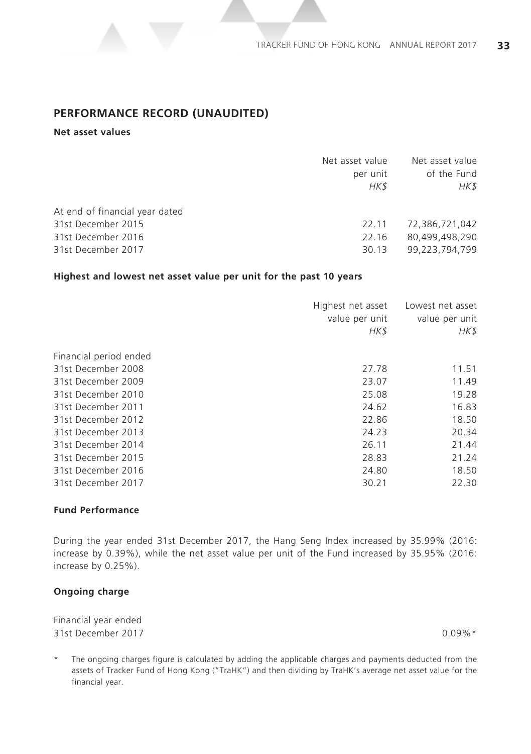## PERFORMANCE RECORD (UNAUDITED)

### Net asset values

| | Net asset value per unit *HK$* | Net asset value of the Fund *HK$* |
|---|---|---|
| At end of financial year dated | | |
| 31st December 2015 | 22.11 | 72,386,721,042 |
| 31st December 2016 | 22.16 | 80,499,498,290 |
| 31st December 2017 | 30.13 | 99,223,794,799 |

### Highest and lowest net asset value per unit for the past 10 years

| | Highest net asset value per unit *HK$* | Lowest net asset value per unit *HK$* |
|---|---|---|
| Financial period ended | | |
| 31st December 2008 | 27.78 | 11.51 |
| 31st December 2009 | 23.07 | 11.49 |
| 31st December 2010 | 25.08 | 19.28 |
| 31st December 2011 | 24.62 | 16.83 |
| 31st December 2012 | 22.86 | 18.50 |
| 31st December 2013 | 24.23 | 20.34 |
| 31st December 2014 | 26.11 | 21.44 |
| 31st December 2015 | 28.83 | 21.24 |
| 31st December 2016 | 24.80 | 18.50 |
| 31st December 2017 | 30.21 | 22.30 |

### Fund Performance

During the year ended 31st December 2017, the Hang Seng Index increased by 35.99% (2016: increase by 0.39%), while the net asset value per unit of the Fund increased by 35.95% (2016: increase by 0.25%).

### Ongoing charge

| | |
|---|---|
| Financial year ended | |
| 31st December 2017 | 0.09%* |

\* The ongoing charges figure is calculated by adding the applicable charges and payments deducted from the assets of Tracker Fund of Hong Kong ("TraHK") and then dividing by TraHK's average net asset value for the financial year.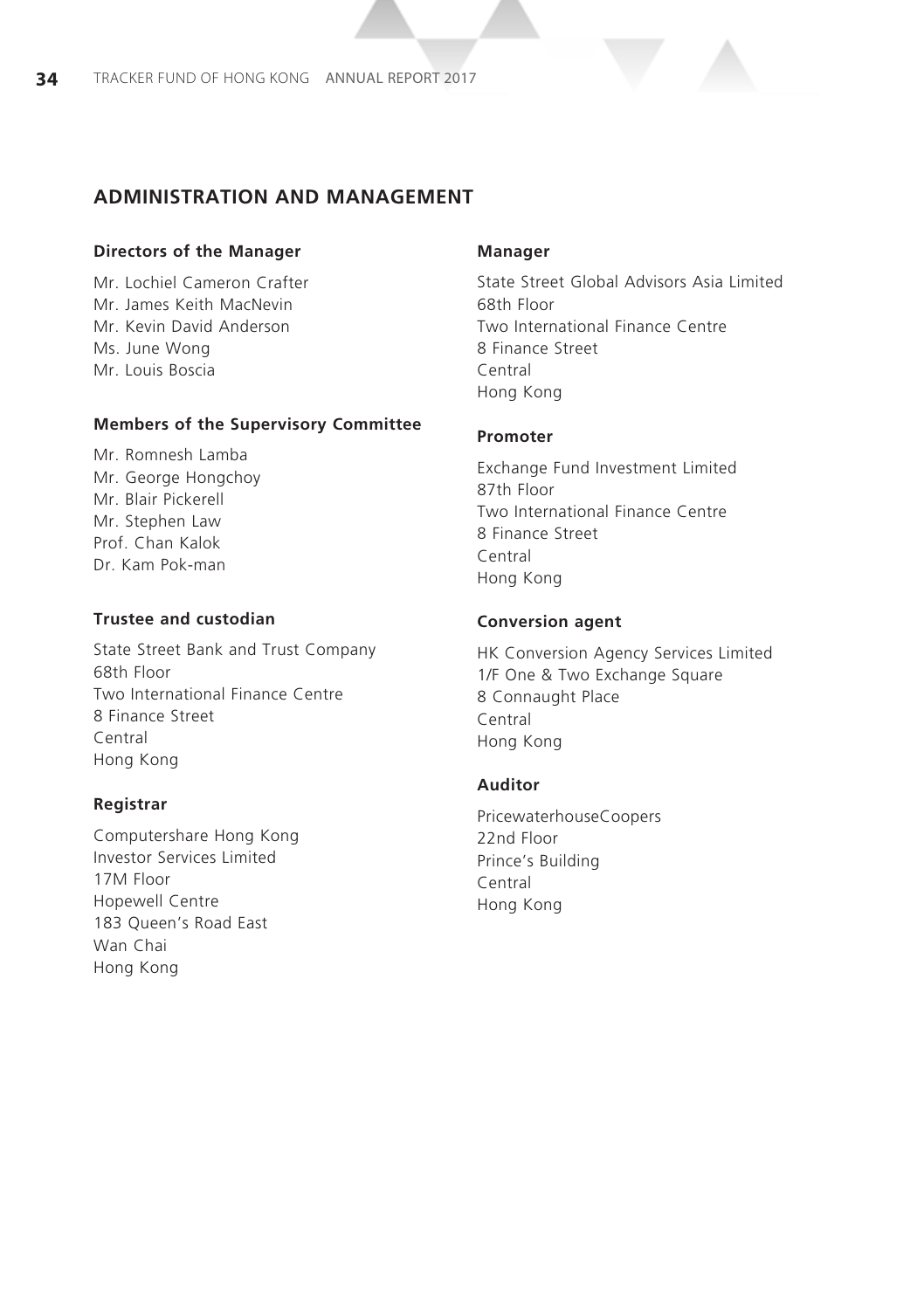## ADMINISTRATION AND MANAGEMENT

### Directors of the Manager

Mr. Lochiel Cameron Crafter
Mr. James Keith MacNevin
Mr. Kevin David Anderson
Ms. June Wong
Mr. Louis Boscia

### Members of the Supervisory Committee

Mr. Romnesh Lamba
Mr. George Hongchoy
Mr. Blair Pickerell
Mr. Stephen Law
Prof. Chan Kalok
Dr. Kam Pok-man

### Trustee and custodian

State Street Bank and Trust Company
68th Floor
Two International Finance Centre
8 Finance Street
Central
Hong Kong

### Registrar

Computershare Hong Kong
Investor Services Limited
17M Floor
Hopewell Centre
183 Queen's Road East
Wan Chai
Hong Kong

### Manager

State Street Global Advisors Asia Limited
68th Floor
Two International Finance Centre
8 Finance Street
Central
Hong Kong

### Promoter

Exchange Fund Investment Limited
87th Floor
Two International Finance Centre
8 Finance Street
Central
Hong Kong

### Conversion agent

HK Conversion Agency Services Limited
1/F One & Two Exchange Square
8 Connaught Place
Central
Hong Kong

### Auditor

PricewaterhouseCoopers
22nd Floor
Prince's Building
Central
Hong Kong